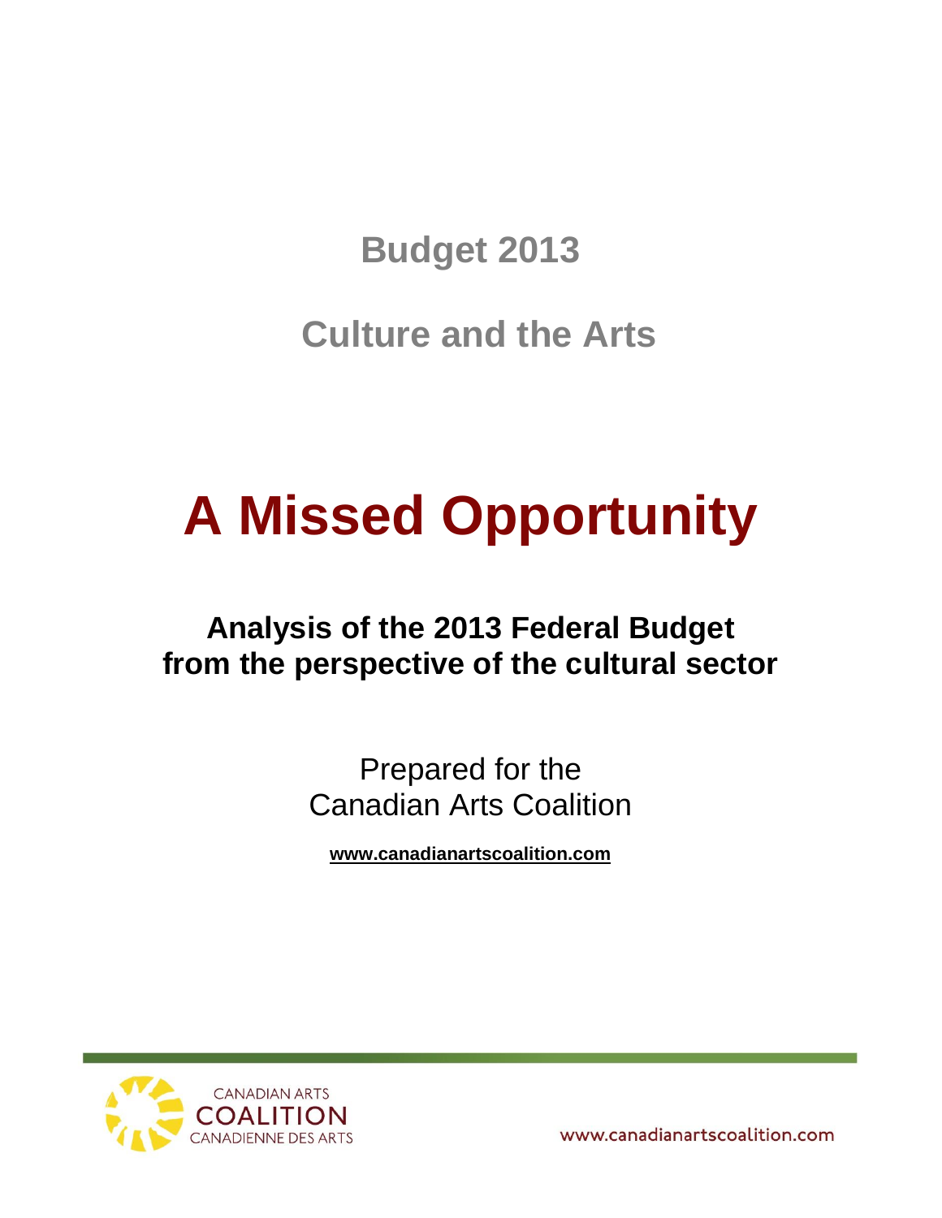# Budget 2013

# Culture and the Arts

# A Missed Opportunity

## Analysis of the 2013 Federal Budget from the perspective of the cultural sector

Prepared for the
Canadian Arts Coalition

**www.canadianartscoalition.com**

CANADIAN ARTS
COALITION
CANADIENNE DES ARTS

www.canadianartscoalition.com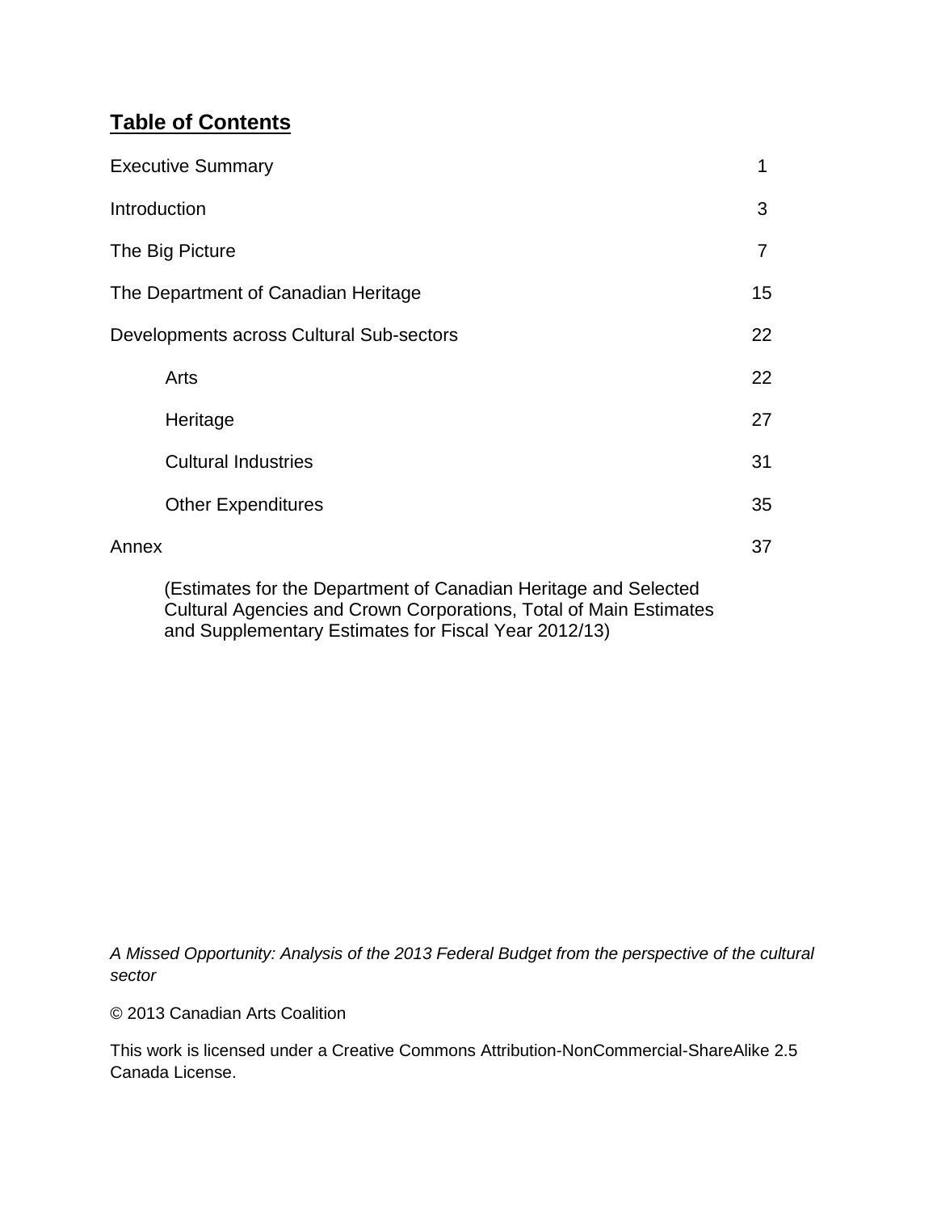## Table of Contents

| | |
|---|---|
| Executive Summary | 1 |
| Introduction | 3 |
| The Big Picture | 7 |
| The Department of Canadian Heritage | 15 |
| Developments across Cultural Sub-sectors | 22 |
| Arts | 22 |
| Heritage | 27 |
| Cultural Industries | 31 |
| Other Expenditures | 35 |
| Annex | 37 |

(Estimates for the Department of Canadian Heritage and Selected Cultural Agencies and Crown Corporations, Total of Main Estimates and Supplementary Estimates for Fiscal Year 2012/13)

*A Missed Opportunity: Analysis of the 2013 Federal Budget from the perspective of the cultural sector*

© 2013 Canadian Arts Coalition

This work is licensed under a Creative Commons Attribution-NonCommercial-ShareAlike 2.5 Canada License.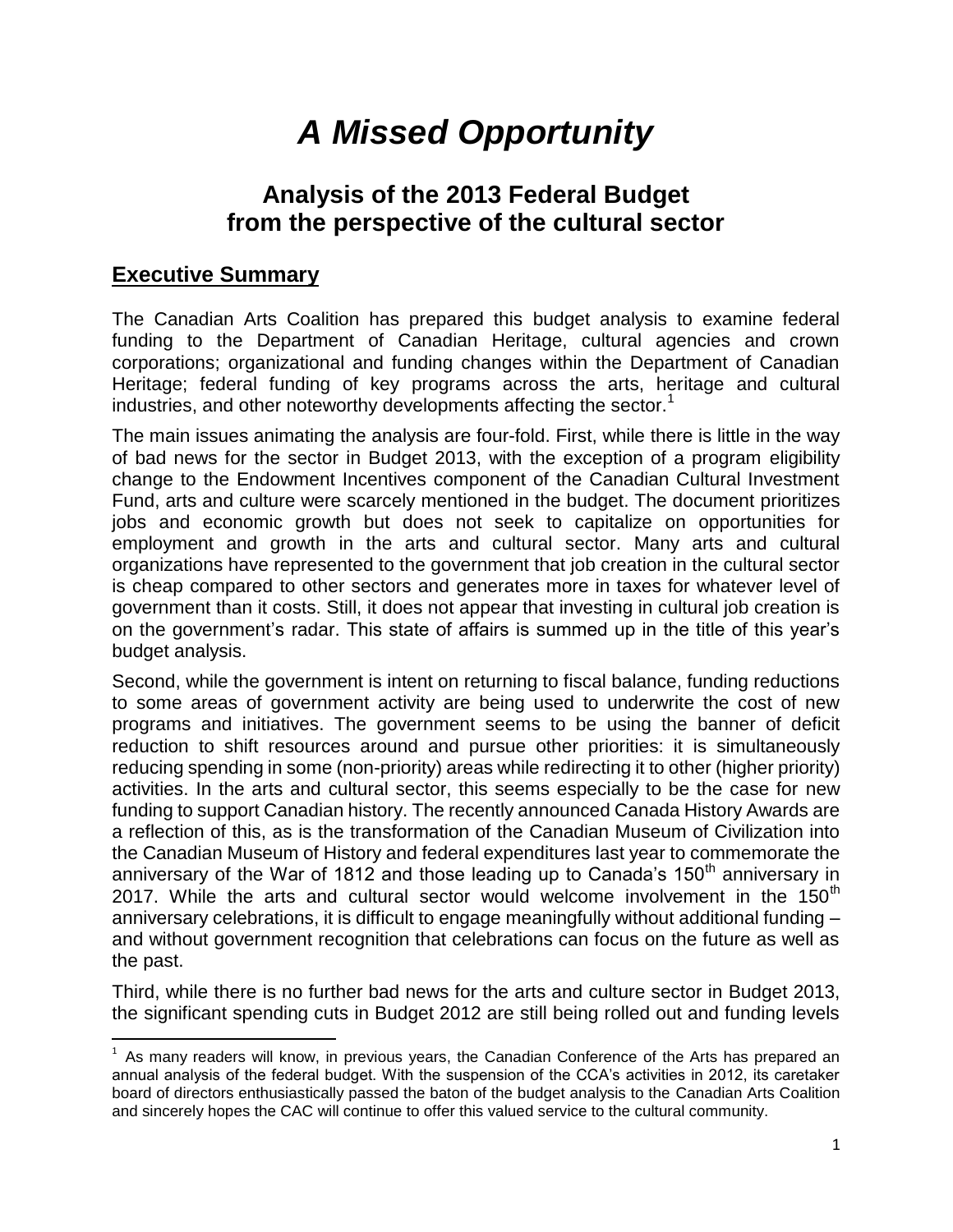// Fix: render the document title/subtitle as Markdown headings, footnote markers as [1].
# *A Missed Opportunity*

## Analysis of the 2013 Federal Budget from the perspective of the cultural sector

## Executive Summary

The Canadian Arts Coalition has prepared this budget analysis to examine federal funding to the Department of Canadian Heritage, cultural agencies and crown corporations; organizational and funding changes within the Department of Canadian Heritage; federal funding of key programs across the arts, heritage and cultural industries, and other noteworthy developments affecting the sector.[1]

The main issues animating the analysis are four-fold. First, while there is little in the way of bad news for the sector in Budget 2013, with the exception of a program eligibility change to the Endowment Incentives component of the Canadian Cultural Investment Fund, arts and culture were scarcely mentioned in the budget. The document prioritizes jobs and economic growth but does not seek to capitalize on opportunities for employment and growth in the arts and cultural sector. Many arts and cultural organizations have represented to the government that job creation in the cultural sector is cheap compared to other sectors and generates more in taxes for whatever level of government than it costs. Still, it does not appear that investing in cultural job creation is on the government's radar. This state of affairs is summed up in the title of this year's budget analysis.

Second, while the government is intent on returning to fiscal balance, funding reductions to some areas of government activity are being used to underwrite the cost of new programs and initiatives. The government seems to be using the banner of deficit reduction to shift resources around and pursue other priorities: it is simultaneously reducing spending in some (non-priority) areas while redirecting it to other (higher priority) activities. In the arts and cultural sector, this seems especially to be the case for new funding to support Canadian history. The recently announced Canada History Awards are a reflection of this, as is the transformation of the Canadian Museum of Civilization into the Canadian Museum of History and federal expenditures last year to commemorate the anniversary of the War of 1812 and those leading up to Canada's 150th anniversary in 2017. While the arts and cultural sector would welcome involvement in the 150th anniversary celebrations, it is difficult to engage meaningfully without additional funding – and without government recognition that celebrations can focus on the future as well as the past.

Third, while there is no further bad news for the arts and culture sector in Budget 2013, the significant spending cuts in Budget 2012 are still being rolled out and funding levels

---

[1] As many readers will know, in previous years, the Canadian Conference of the Arts has prepared an annual analysis of the federal budget. With the suspension of the CCA's activities in 2012, its caretaker board of directors enthusiastically passed the baton of the budget analysis to the Canadian Arts Coalition and sincerely hopes the CAC will continue to offer this valued service to the cultural community.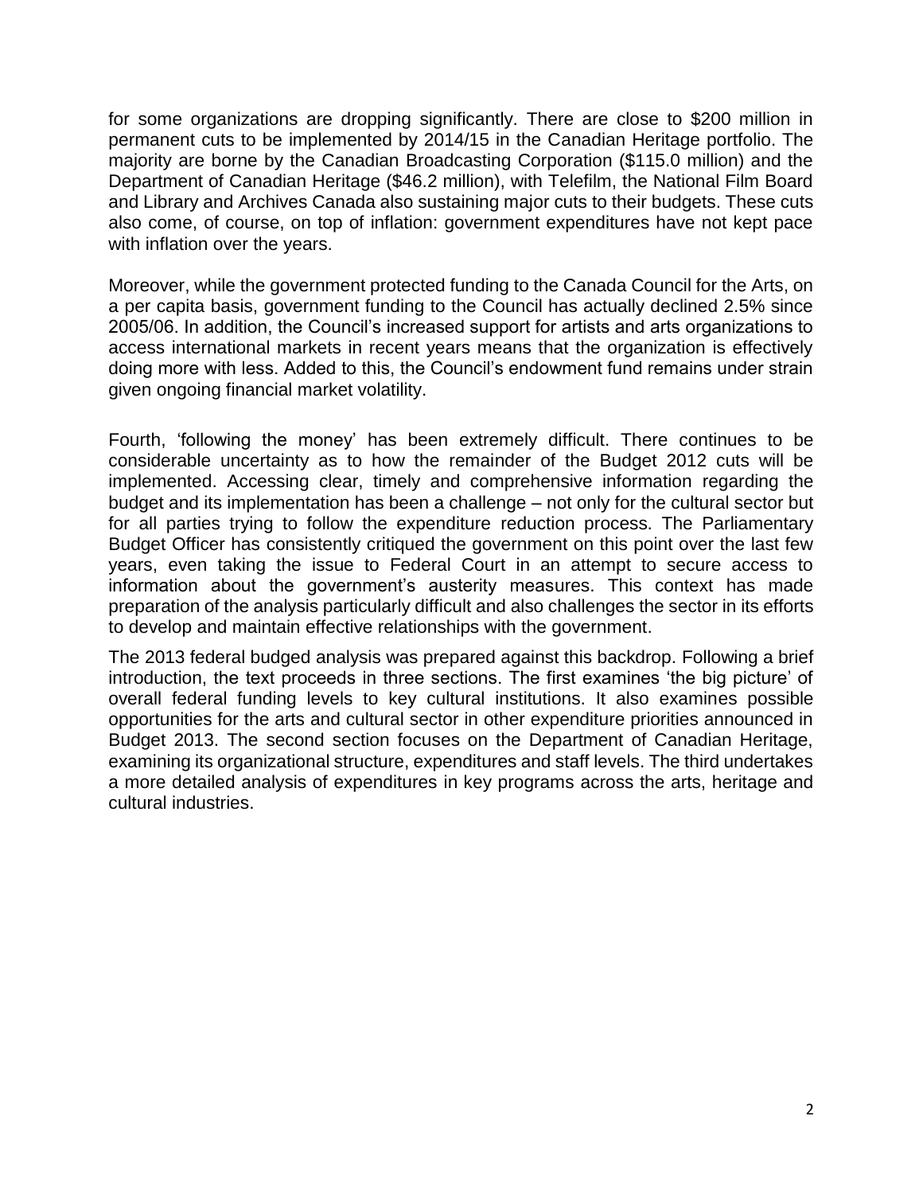for some organizations are dropping significantly. There are close to $200 million in permanent cuts to be implemented by 2014/15 in the Canadian Heritage portfolio. The majority are borne by the Canadian Broadcasting Corporation ($115.0 million) and the Department of Canadian Heritage ($46.2 million), with Telefilm, the National Film Board and Library and Archives Canada also sustaining major cuts to their budgets. These cuts also come, of course, on top of inflation: government expenditures have not kept pace with inflation over the years.

Moreover, while the government protected funding to the Canada Council for the Arts, on a per capita basis, government funding to the Council has actually declined 2.5% since 2005/06. In addition, the Council's increased support for artists and arts organizations to access international markets in recent years means that the organization is effectively doing more with less. Added to this, the Council's endowment fund remains under strain given ongoing financial market volatility.

Fourth, 'following the money' has been extremely difficult. There continues to be considerable uncertainty as to how the remainder of the Budget 2012 cuts will be implemented. Accessing clear, timely and comprehensive information regarding the budget and its implementation has been a challenge – not only for the cultural sector but for all parties trying to follow the expenditure reduction process. The Parliamentary Budget Officer has consistently critiqued the government on this point over the last few years, even taking the issue to Federal Court in an attempt to secure access to information about the government's austerity measures. This context has made preparation of the analysis particularly difficult and also challenges the sector in its efforts to develop and maintain effective relationships with the government.

The 2013 federal budged analysis was prepared against this backdrop. Following a brief introduction, the text proceeds in three sections. The first examines 'the big picture' of overall federal funding levels to key cultural institutions. It also examines possible opportunities for the arts and cultural sector in other expenditure priorities announced in Budget 2013. The second section focuses on the Department of Canadian Heritage, examining its organizational structure, expenditures and staff levels. The third undertakes a more detailed analysis of expenditures in key programs across the arts, heritage and cultural industries.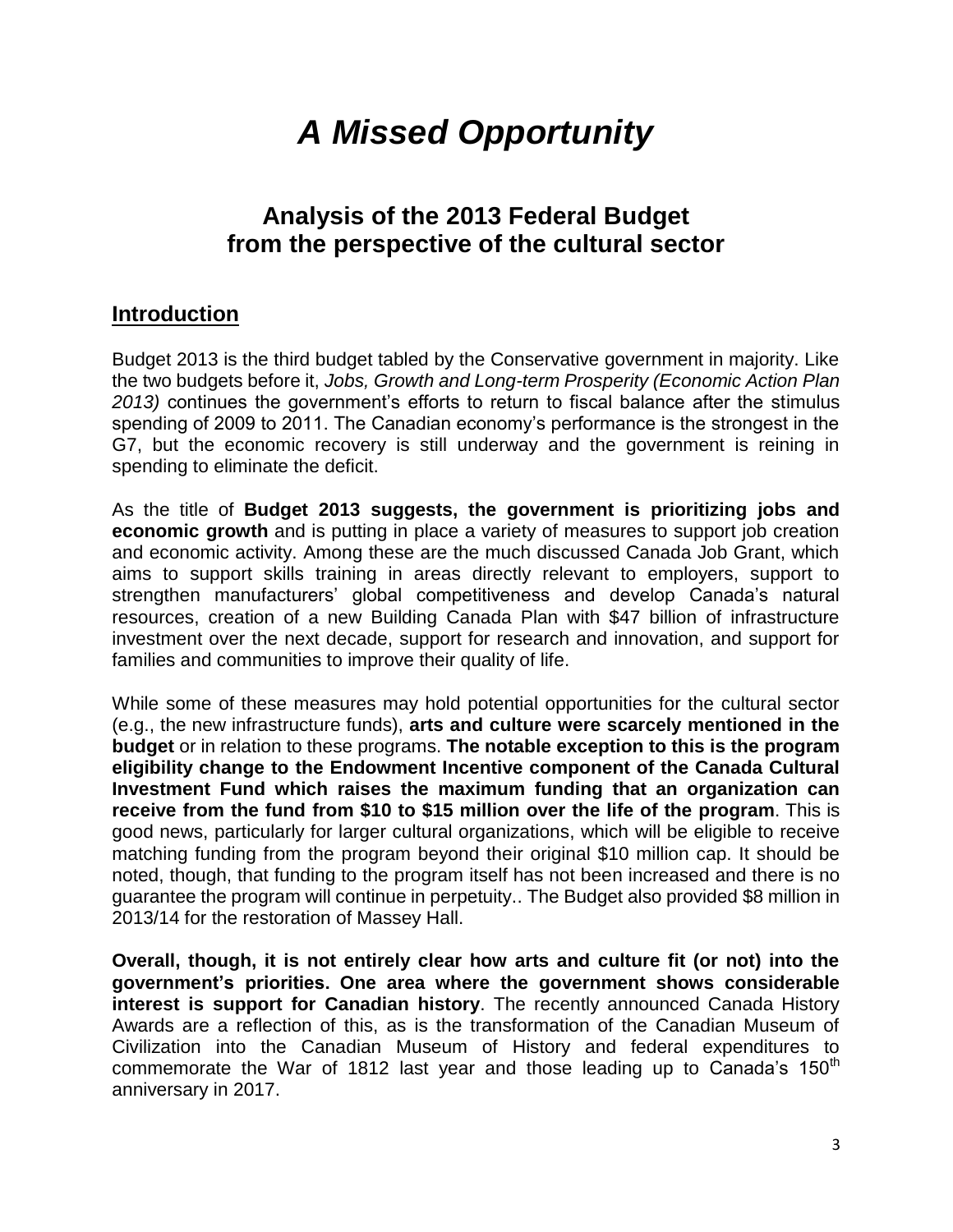# *A Missed Opportunity*

## Analysis of the 2013 Federal Budget from the perspective of the cultural sector

## Introduction

Budget 2013 is the third budget tabled by the Conservative government in majority. Like the two budgets before it, *Jobs, Growth and Long-term Prosperity (Economic Action Plan 2013)* continues the government's efforts to return to fiscal balance after the stimulus spending of 2009 to 2011. The Canadian economy's performance is the strongest in the G7, but the economic recovery is still underway and the government is reining in spending to eliminate the deficit.

As the title of **Budget 2013 suggests, the government is prioritizing jobs and economic growth** and is putting in place a variety of measures to support job creation and economic activity. Among these are the much discussed Canada Job Grant, which aims to support skills training in areas directly relevant to employers, support to strengthen manufacturers' global competitiveness and develop Canada's natural resources, creation of a new Building Canada Plan with $47 billion of infrastructure investment over the next decade, support for research and innovation, and support for families and communities to improve their quality of life.

While some of these measures may hold potential opportunities for the cultural sector (e.g., the new infrastructure funds), **arts and culture were scarcely mentioned in the budget** or in relation to these programs. **The notable exception to this is the program eligibility change to the Endowment Incentive component of the Canada Cultural Investment Fund which raises the maximum funding that an organization can receive from the fund from $10 to $15 million over the life of the program**. This is good news, particularly for larger cultural organizations, which will be eligible to receive matching funding from the program beyond their original $10 million cap. It should be noted, though, that funding to the program itself has not been increased and there is no guarantee the program will continue in perpetuity.. The Budget also provided $8 million in 2013/14 for the restoration of Massey Hall.

**Overall, though, it is not entirely clear how arts and culture fit (or not) into the government's priorities. One area where the government shows considerable interest is support for Canadian history**. The recently announced Canada History Awards are a reflection of this, as is the transformation of the Canadian Museum of Civilization into the Canadian Museum of History and federal expenditures to commemorate the War of 1812 last year and those leading up to Canada's 150th anniversary in 2017.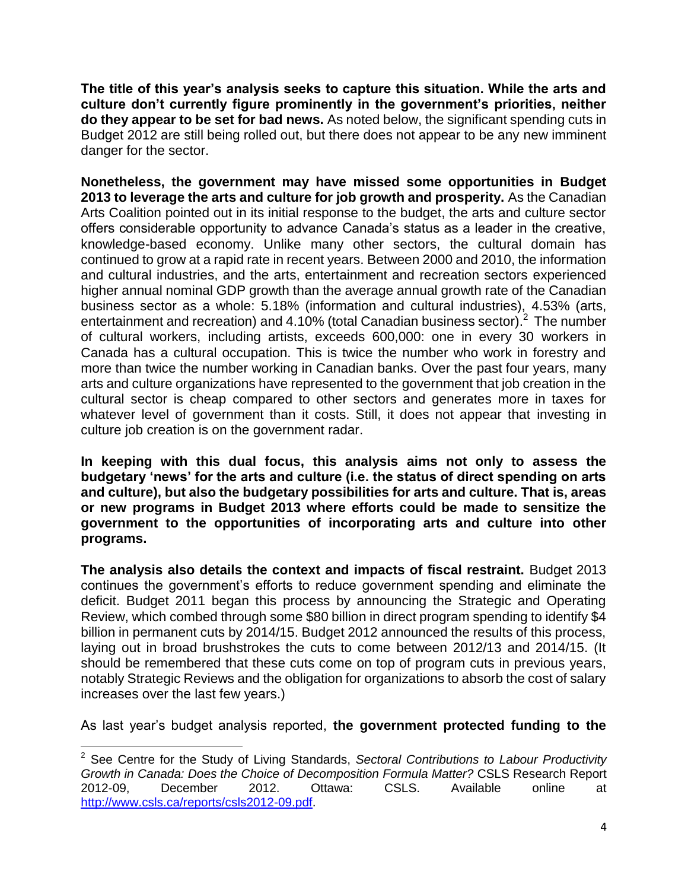**The title of this year's analysis seeks to capture this situation. While the arts and culture don't currently figure prominently in the government's priorities, neither do they appear to be set for bad news.** As noted below, the significant spending cuts in Budget 2012 are still being rolled out, but there does not appear to be any new imminent danger for the sector.

**Nonetheless, the government may have missed some opportunities in Budget 2013 to leverage the arts and culture for job growth and prosperity.** As the Canadian Arts Coalition pointed out in its initial response to the budget, the arts and culture sector offers considerable opportunity to advance Canada's status as a leader in the creative, knowledge-based economy. Unlike many other sectors, the cultural domain has continued to grow at a rapid rate in recent years. Between 2000 and 2010, the information and cultural industries, and the arts, entertainment and recreation sectors experienced higher annual nominal GDP growth than the average annual growth rate of the Canadian business sector as a whole: 5.18% (information and cultural industries), 4.53% (arts, entertainment and recreation) and 4.10% (total Canadian business sector).[2] The number of cultural workers, including artists, exceeds 600,000: one in every 30 workers in Canada has a cultural occupation. This is twice the number who work in forestry and more than twice the number working in Canadian banks. Over the past four years, many arts and culture organizations have represented to the government that job creation in the cultural sector is cheap compared to other sectors and generates more in taxes for whatever level of government than it costs. Still, it does not appear that investing in culture job creation is on the government radar.

**In keeping with this dual focus, this analysis aims not only to assess the budgetary 'news' for the arts and culture (i.e. the status of direct spending on arts and culture), but also the budgetary possibilities for arts and culture. That is, areas or new programs in Budget 2013 where efforts could be made to sensitize the government to the opportunities of incorporating arts and culture into other programs.**

**The analysis also details the context and impacts of fiscal restraint.** Budget 2013 continues the government's efforts to reduce government spending and eliminate the deficit. Budget 2011 began this process by announcing the Strategic and Operating Review, which combed through some $80 billion in direct program spending to identify $4 billion in permanent cuts by 2014/15. Budget 2012 announced the results of this process, laying out in broad brushstrokes the cuts to come between 2012/13 and 2014/15. (It should be remembered that these cuts come on top of program cuts in previous years, notably Strategic Reviews and the obligation for organizations to absorb the cost of salary increases over the last few years.)

As last year's budget analysis reported, **the government protected funding to the**

---

[2] See Centre for the Study of Living Standards, *Sectoral Contributions to Labour Productivity Growth in Canada: Does the Choice of Decomposition Formula Matter?* CSLS Research Report 2012-09, December 2012. Ottawa: CSLS. Available online at http://www.csls.ca/reports/csls2012-09.pdf.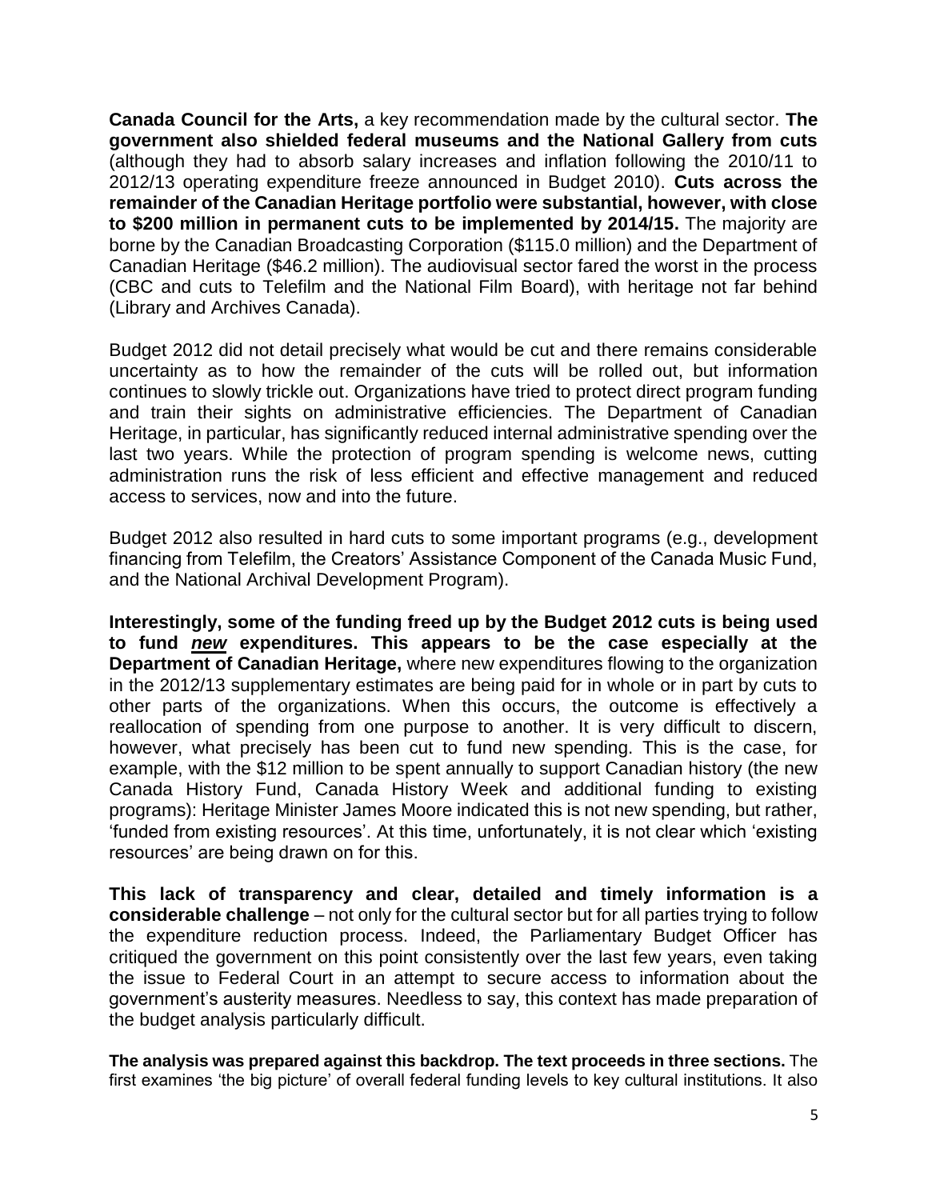**Canada Council for the Arts,** a key recommendation made by the cultural sector. **The government also shielded federal museums and the National Gallery from cuts** (although they had to absorb salary increases and inflation following the 2010/11 to 2012/13 operating expenditure freeze announced in Budget 2010). **Cuts across the remainder of the Canadian Heritage portfolio were substantial, however, with close to $200 million in permanent cuts to be implemented by 2014/15.** The majority are borne by the Canadian Broadcasting Corporation ($115.0 million) and the Department of Canadian Heritage ($46.2 million). The audiovisual sector fared the worst in the process (CBC and cuts to Telefilm and the National Film Board), with heritage not far behind (Library and Archives Canada).

Budget 2012 did not detail precisely what would be cut and there remains considerable uncertainty as to how the remainder of the cuts will be rolled out, but information continues to slowly trickle out. Organizations have tried to protect direct program funding and train their sights on administrative efficiencies. The Department of Canadian Heritage, in particular, has significantly reduced internal administrative spending over the last two years. While the protection of program spending is welcome news, cutting administration runs the risk of less efficient and effective management and reduced access to services, now and into the future.

Budget 2012 also resulted in hard cuts to some important programs (e.g., development financing from Telefilm, the Creators' Assistance Component of the Canada Music Fund, and the National Archival Development Program).

**Interestingly, some of the funding freed up by the Budget 2012 cuts is being used to fund *new* expenditures. This appears to be the case especially at the Department of Canadian Heritage,** where new expenditures flowing to the organization in the 2012/13 supplementary estimates are being paid for in whole or in part by cuts to other parts of the organizations. When this occurs, the outcome is effectively a reallocation of spending from one purpose to another. It is very difficult to discern, however, what precisely has been cut to fund new spending. This is the case, for example, with the $12 million to be spent annually to support Canadian history (the new Canada History Fund, Canada History Week and additional funding to existing programs): Heritage Minister James Moore indicated this is not new spending, but rather, 'funded from existing resources'. At this time, unfortunately, it is not clear which 'existing resources' are being drawn on for this.

**This lack of transparency and clear, detailed and timely information is a considerable challenge** – not only for the cultural sector but for all parties trying to follow the expenditure reduction process. Indeed, the Parliamentary Budget Officer has critiqued the government on this point consistently over the last few years, even taking the issue to Federal Court in an attempt to secure access to information about the government's austerity measures. Needless to say, this context has made preparation of the budget analysis particularly difficult.

**The analysis was prepared against this backdrop. The text proceeds in three sections.** The first examines 'the big picture' of overall federal funding levels to key cultural institutions. It also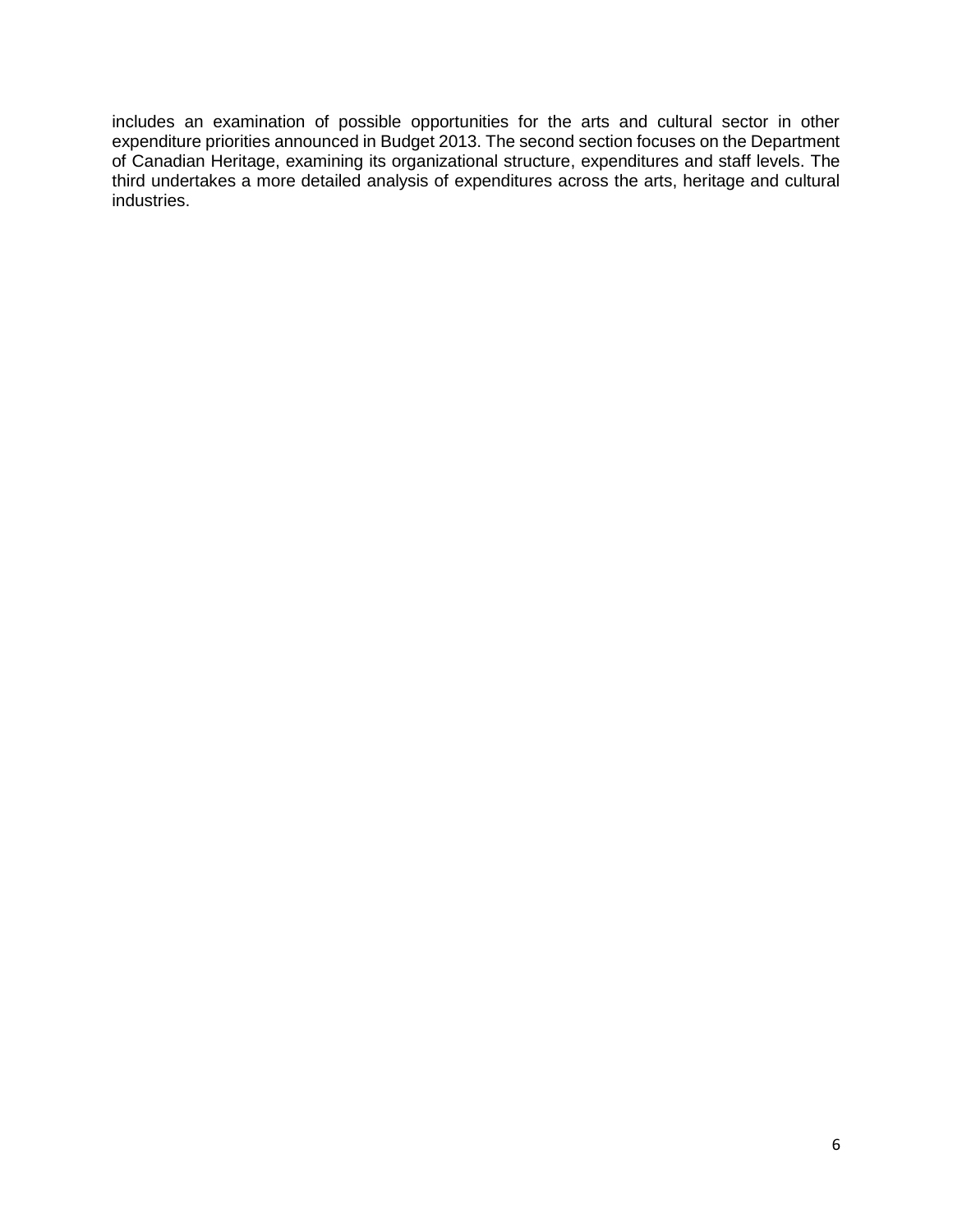includes an examination of possible opportunities for the arts and cultural sector in other expenditure priorities announced in Budget 2013. The second section focuses on the Department of Canadian Heritage, examining its organizational structure, expenditures and staff levels. The third undertakes a more detailed analysis of expenditures across the arts, heritage and cultural industries.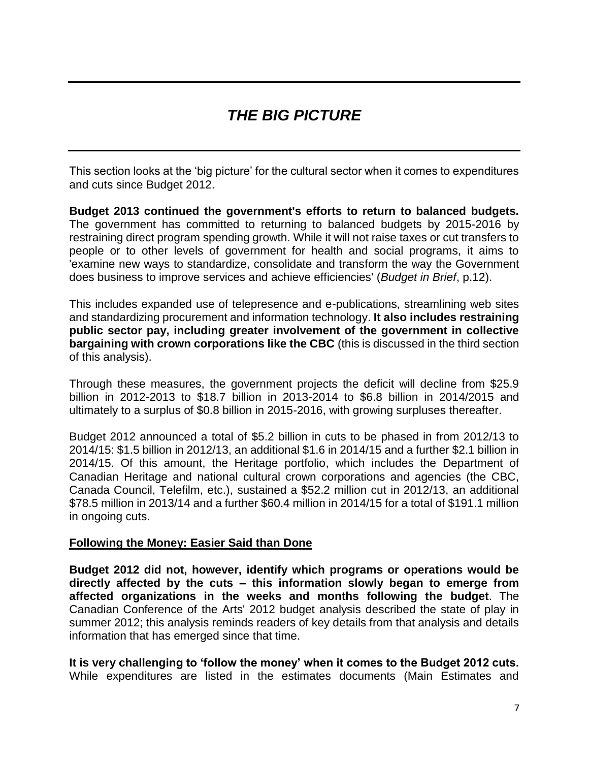# *THE BIG PICTURE*

This section looks at the 'big picture' for the cultural sector when it comes to expenditures and cuts since Budget 2012.

**Budget 2013 continued the government's efforts to return to balanced budgets.** The government has committed to returning to balanced budgets by 2015-2016 by restraining direct program spending growth. While it will not raise taxes or cut transfers to people or to other levels of government for health and social programs, it aims to 'examine new ways to standardize, consolidate and transform the way the Government does business to improve services and achieve efficiencies' (*Budget in Brief*, p.12).

This includes expanded use of telepresence and e-publications, streamlining web sites and standardizing procurement and information technology. **It also includes restraining public sector pay, including greater involvement of the government in collective bargaining with crown corporations like the CBC** (this is discussed in the third section of this analysis).

Through these measures, the government projects the deficit will decline from $25.9 billion in 2012-2013 to $18.7 billion in 2013-2014 to $6.8 billion in 2014/2015 and ultimately to a surplus of $0.8 billion in 2015-2016, with growing surpluses thereafter.

Budget 2012 announced a total of $5.2 billion in cuts to be phased in from 2012/13 to 2014/15: $1.5 billion in 2012/13, an additional $1.6 in 2014/15 and a further $2.1 billion in 2014/15. Of this amount, the Heritage portfolio, which includes the Department of Canadian Heritage and national cultural crown corporations and agencies (the CBC, Canada Council, Telefilm, etc.), sustained a $52.2 million cut in 2012/13, an additional $78.5 million in 2013/14 and a further $60.4 million in 2014/15 for a total of $191.1 million in ongoing cuts.

## Following the Money: Easier Said than Done

**Budget 2012 did not, however, identify which programs or operations would be directly affected by the cuts – this information slowly began to emerge from affected organizations in the weeks and months following the budget**. The Canadian Conference of the Arts' 2012 budget analysis described the state of play in summer 2012; this analysis reminds readers of key details from that analysis and details information that has emerged since that time.

**It is very challenging to 'follow the money' when it comes to the Budget 2012 cuts.** While expenditures are listed in the estimates documents (Main Estimates and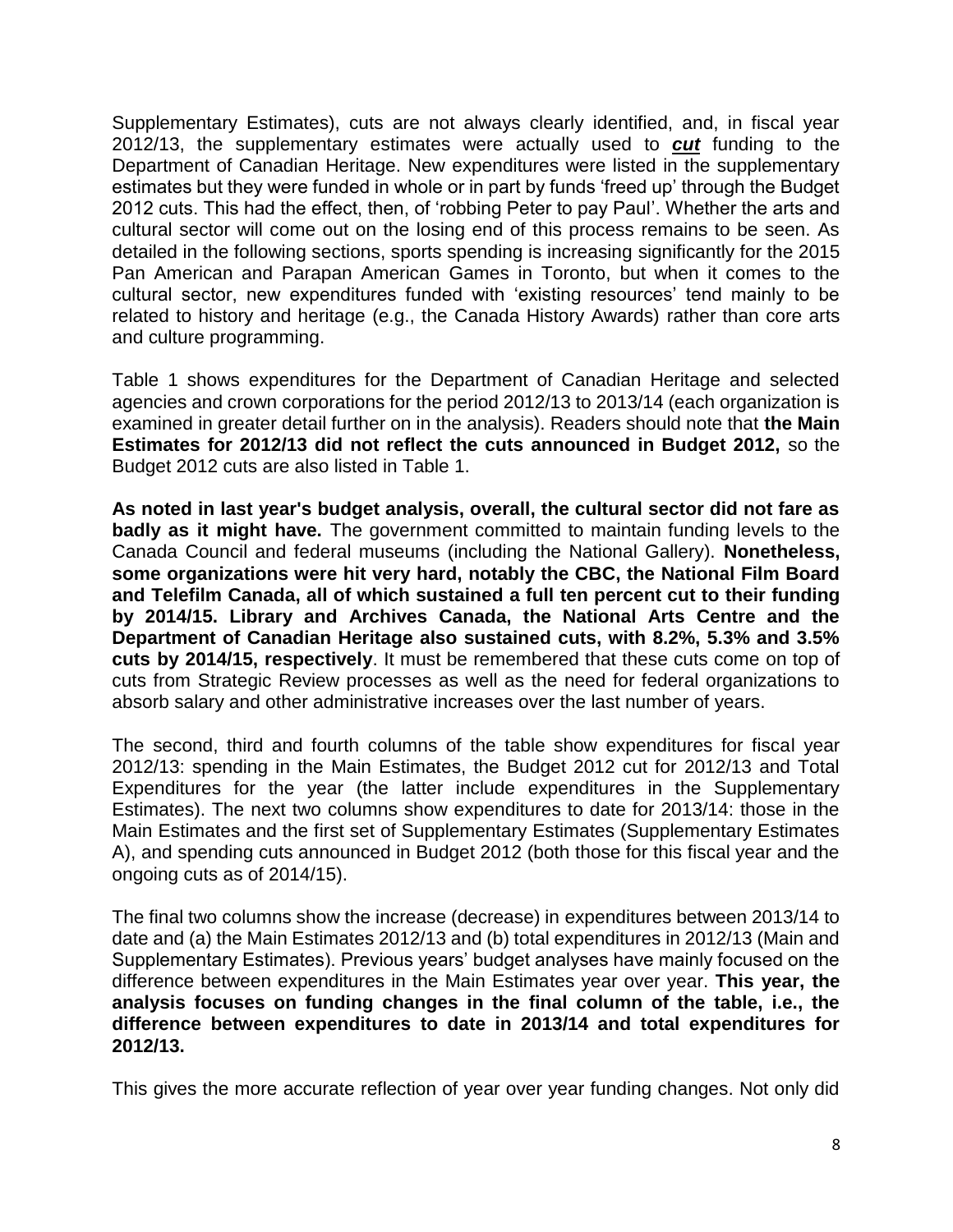Supplementary Estimates), cuts are not always clearly identified, and, in fiscal year 2012/13, the supplementary estimates were actually used to ***cut*** funding to the Department of Canadian Heritage. New expenditures were listed in the supplementary estimates but they were funded in whole or in part by funds 'freed up' through the Budget 2012 cuts. This had the effect, then, of 'robbing Peter to pay Paul'. Whether the arts and cultural sector will come out on the losing end of this process remains to be seen. As detailed in the following sections, sports spending is increasing significantly for the 2015 Pan American and Parapan American Games in Toronto, but when it comes to the cultural sector, new expenditures funded with 'existing resources' tend mainly to be related to history and heritage (e.g., the Canada History Awards) rather than core arts and culture programming.

Table 1 shows expenditures for the Department of Canadian Heritage and selected agencies and crown corporations for the period 2012/13 to 2013/14 (each organization is examined in greater detail further on in the analysis). Readers should note that **the Main Estimates for 2012/13 did not reflect the cuts announced in Budget 2012,** so the Budget 2012 cuts are also listed in Table 1.

**As noted in last year's budget analysis, overall, the cultural sector did not fare as badly as it might have.** The government committed to maintain funding levels to the Canada Council and federal museums (including the National Gallery). **Nonetheless, some organizations were hit very hard, notably the CBC, the National Film Board and Telefilm Canada, all of which sustained a full ten percent cut to their funding by 2014/15. Library and Archives Canada, the National Arts Centre and the Department of Canadian Heritage also sustained cuts, with 8.2%, 5.3% and 3.5% cuts by 2014/15, respectively**. It must be remembered that these cuts come on top of cuts from Strategic Review processes as well as the need for federal organizations to absorb salary and other administrative increases over the last number of years.

The second, third and fourth columns of the table show expenditures for fiscal year 2012/13: spending in the Main Estimates, the Budget 2012 cut for 2012/13 and Total Expenditures for the year (the latter include expenditures in the Supplementary Estimates). The next two columns show expenditures to date for 2013/14: those in the Main Estimates and the first set of Supplementary Estimates (Supplementary Estimates A), and spending cuts announced in Budget 2012 (both those for this fiscal year and the ongoing cuts as of 2014/15).

The final two columns show the increase (decrease) in expenditures between 2013/14 to date and (a) the Main Estimates 2012/13 and (b) total expenditures in 2012/13 (Main and Supplementary Estimates). Previous years' budget analyses have mainly focused on the difference between expenditures in the Main Estimates year over year. **This year, the analysis focuses on funding changes in the final column of the table, i.e., the difference between expenditures to date in 2013/14 and total expenditures for 2012/13.**

This gives the more accurate reflection of year over year funding changes. Not only did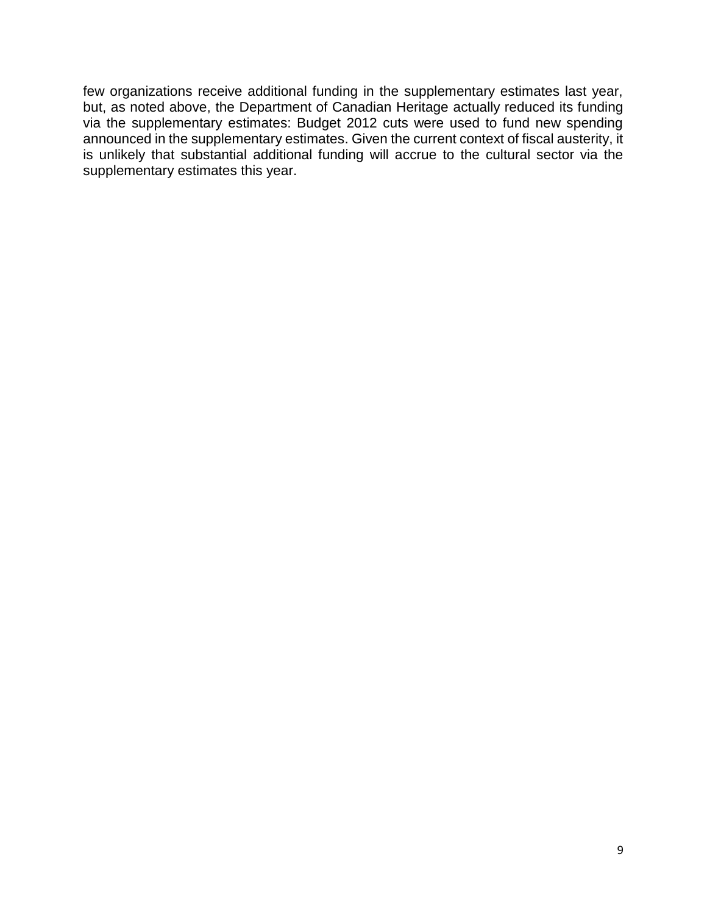few organizations receive additional funding in the supplementary estimates last year, but, as noted above, the Department of Canadian Heritage actually reduced its funding via the supplementary estimates: Budget 2012 cuts were used to fund new spending announced in the supplementary estimates. Given the current context of fiscal austerity, it is unlikely that substantial additional funding will accrue to the cultural sector via the supplementary estimates this year.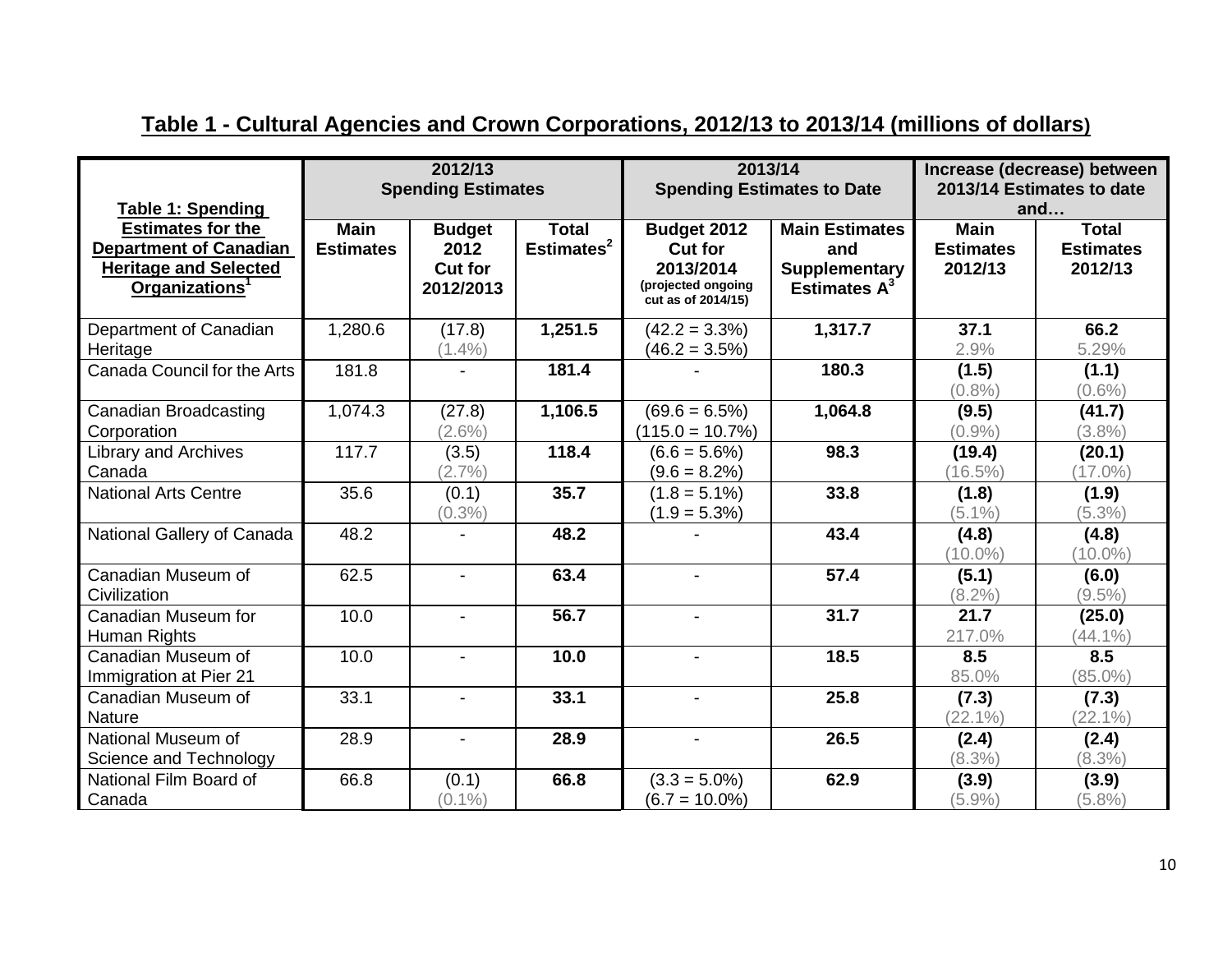## Table 1 - Cultural Agencies and Crown Corporations, 2012/13 to 2013/14 (millions of dollars)

| Table 1: Spending Estimates for the Department of Canadian Heritage and Selected Organizations[1] | 2012/13 Spending Estimates | | | 2013/14 Spending Estimates to Date | | Increase (decrease) between 2013/14 Estimates to date and… | |
|---|---|---|---|---|---|---|---|
| | Main Estimates | Budget 2012 Cut for 2012/2013 | Total Estimates[2] | Budget 2012 Cut for 2013/2014 (projected ongoing cut as of 2014/15) | Main Estimates and Supplementary Estimates A[3] | Main Estimates 2012/13 | Total Estimates 2012/13 |
| Department of Canadian Heritage | 1,280.6 | (17.8) (1.4%) | **1,251.5** | (42.2 = 3.3%) (46.2 = 3.5%) | **1,317.7** | **37.1** 2.9% | **66.2** 5.29% |
| Canada Council for the Arts | 181.8 | - | **181.4** | - | **180.3** | **(1.5)** (0.8%) | **(1.1)** (0.6%) |
| Canadian Broadcasting Corporation | 1,074.3 | (27.8) (2.6%) | **1,106.5** | (69.6 = 6.5%) (115.0 = 10.7%) | **1,064.8** | **(9.5)** (0.9%) | **(41.7)** (3.8%) |
| Library and Archives Canada | 117.7 | (3.5) (2.7%) | **118.4** | (6.6 = 5.6%) (9.6 = 8.2%) | **98.3** | **(19.4)** (16.5%) | **(20.1)** (17.0%) |
| National Arts Centre | 35.6 | (0.1) (0.3%) | **35.7** | (1.8 = 5.1%) (1.9 = 5.3%) | **33.8** | **(1.8)** (5.1%) | **(1.9)** (5.3%) |
| National Gallery of Canada | 48.2 | - | **48.2** | - | **43.4** | **(4.8)** (10.0%) | **(4.8)** (10.0%) |
| Canadian Museum of Civilization | 62.5 | - | **63.4** | - | **57.4** | **(5.1)** (8.2%) | **(6.0)** (9.5%) |
| Canadian Museum for Human Rights | 10.0 | - | **56.7** | - | **31.7** | **21.7** 217.0% | **(25.0)** (44.1%) |
| Canadian Museum of Immigration at Pier 21 | 10.0 | - | **10.0** | - | **18.5** | **8.5** 85.0% | **8.5** (85.0%) |
| Canadian Museum of Nature | 33.1 | - | **33.1** | - | **25.8** | **(7.3)** (22.1%) | **(7.3)** (22.1%) |
| National Museum of Science and Technology | 28.9 | - | **28.9** | - | **26.5** | **(2.4)** (8.3%) | **(2.4)** (8.3%) |
| National Film Board of Canada | 66.8 | (0.1) (0.1%) | **66.8** | (3.3 = 5.0%) (6.7 = 10.0%) | **62.9** | **(3.9)** (5.9%) | **(3.9)** (5.8%) |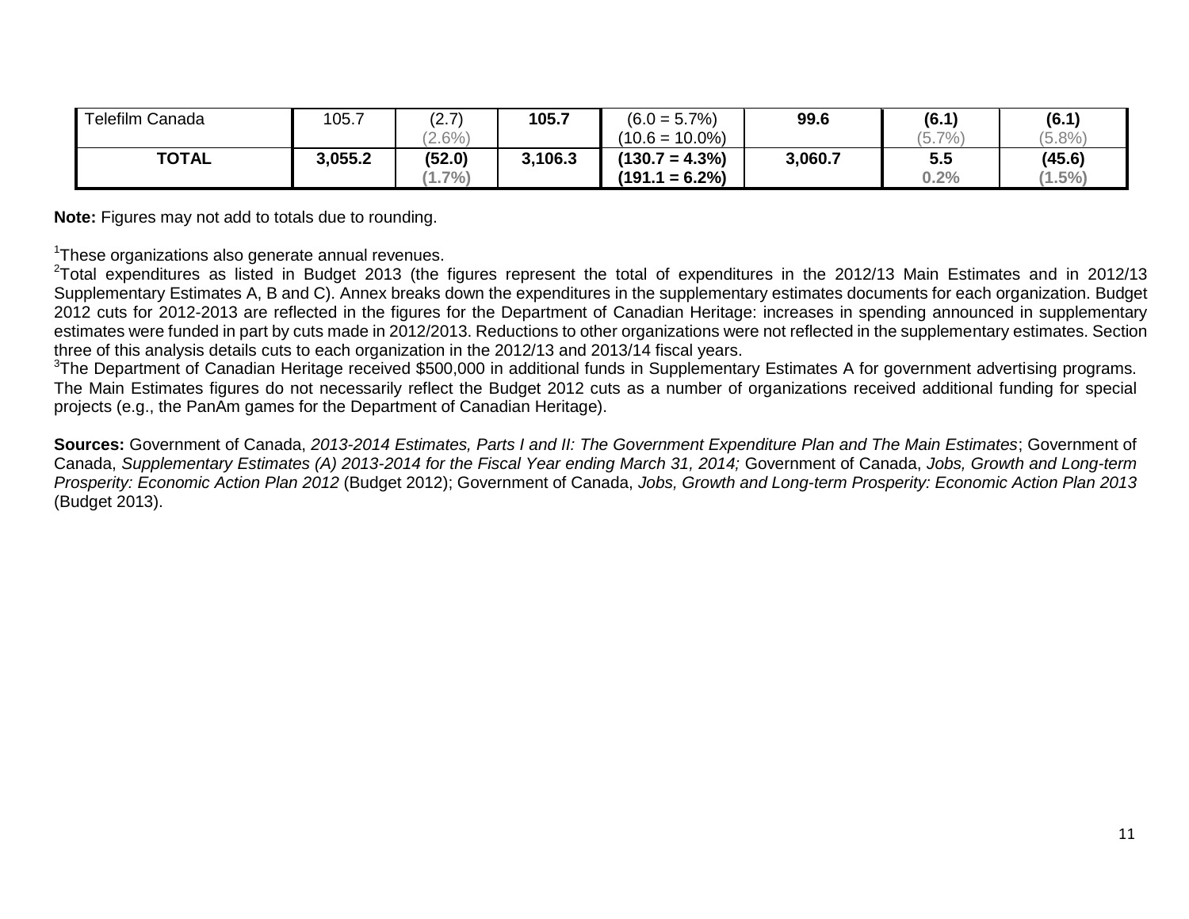| | | | | | | | |
|---|---|---|---|---|---|---|---|
| Telefilm Canada | 105.7 | (2.7) (2.6%) | **105.7** | (6.0 = 5.7%) (10.6 = 10.0%) | **99.6** | **(6.1)** (5.7%) | **(6.1)** (5.8%) |
| **TOTAL** | **3,055.2** | **(52.0)** **(1.7%)** | **3,106.3** | **(130.7 = 4.3%)** **(191.1 = 6.2%)** | **3,060.7** | **5.5** **0.2%** | **(45.6)** **(1.5%)** |

**Note:** Figures may not add to totals due to rounding.

[1]These organizations also generate annual revenues.
[2]Total expenditures as listed in Budget 2013 (the figures represent the total of expenditures in the 2012/13 Main Estimates and in 2012/13 Supplementary Estimates A, B and C). Annex breaks down the expenditures in the supplementary estimates documents for each organization. Budget 2012 cuts for 2012-2013 are reflected in the figures for the Department of Canadian Heritage: increases in spending announced in supplementary estimates were funded in part by cuts made in 2012/2013. Reductions to other organizations were not reflected in the supplementary estimates. Section three of this analysis details cuts to each organization in the 2012/13 and 2013/14 fiscal years.
[3]The Department of Canadian Heritage received $500,000 in additional funds in Supplementary Estimates A for government advertising programs. The Main Estimates figures do not necessarily reflect the Budget 2012 cuts as a number of organizations received additional funding for special projects (e.g., the PanAm games for the Department of Canadian Heritage).

**Sources:** Government of Canada, *2013-2014 Estimates, Parts I and II: The Government Expenditure Plan and The Main Estimates*; Government of Canada, *Supplementary Estimates (A) 2013-2014 for the Fiscal Year ending March 31, 2014;* Government of Canada, *Jobs, Growth and Long-term Prosperity: Economic Action Plan 2012* (Budget 2012); Government of Canada, *Jobs, Growth and Long-term Prosperity: Economic Action Plan 2013* (Budget 2013).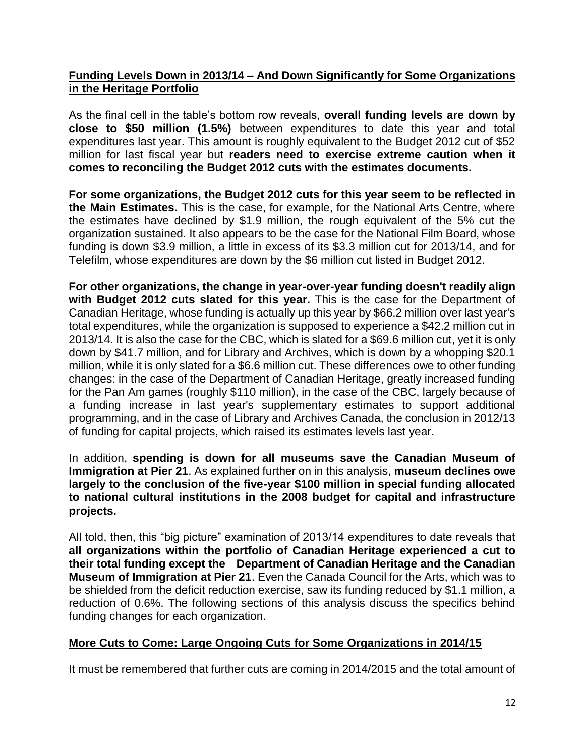**Funding Levels Down in 2013/14 – And Down Significantly for Some Organizations in the Heritage Portfolio**

As the final cell in the table's bottom row reveals, **overall funding levels are down by close to $50 million (1.5%)** between expenditures to date this year and total expenditures last year. This amount is roughly equivalent to the Budget 2012 cut of $52 million for last fiscal year but **readers need to exercise extreme caution when it comes to reconciling the Budget 2012 cuts with the estimates documents.**

**For some organizations, the Budget 2012 cuts for this year seem to be reflected in the Main Estimates.** This is the case, for example, for the National Arts Centre, where the estimates have declined by $1.9 million, the rough equivalent of the 5% cut the organization sustained. It also appears to be the case for the National Film Board, whose funding is down $3.9 million, a little in excess of its $3.3 million cut for 2013/14, and for Telefilm, whose expenditures are down by the $6 million cut listed in Budget 2012.

**For other organizations, the change in year-over-year funding doesn't readily align with Budget 2012 cuts slated for this year.** This is the case for the Department of Canadian Heritage, whose funding is actually up this year by $66.2 million over last year's total expenditures, while the organization is supposed to experience a $42.2 million cut in 2013/14. It is also the case for the CBC, which is slated for a $69.6 million cut, yet it is only down by $41.7 million, and for Library and Archives, which is down by a whopping $20.1 million, while it is only slated for a $6.6 million cut. These differences owe to other funding changes: in the case of the Department of Canadian Heritage, greatly increased funding for the Pan Am games (roughly $110 million), in the case of the CBC, largely because of a funding increase in last year's supplementary estimates to support additional programming, and in the case of Library and Archives Canada, the conclusion in 2012/13 of funding for capital projects, which raised its estimates levels last year.

In addition, **spending is down for all museums save the Canadian Museum of Immigration at Pier 21**. As explained further on in this analysis, **museum declines owe largely to the conclusion of the five-year $100 million in special funding allocated to national cultural institutions in the 2008 budget for capital and infrastructure projects.**

All told, then, this "big picture" examination of 2013/14 expenditures to date reveals that **all organizations within the portfolio of Canadian Heritage experienced a cut to their total funding except the Department of Canadian Heritage and the Canadian Museum of Immigration at Pier 21**. Even the Canada Council for the Arts, which was to be shielded from the deficit reduction exercise, saw its funding reduced by $1.1 million, a reduction of 0.6%. The following sections of this analysis discuss the specifics behind funding changes for each organization.

**More Cuts to Come: Large Ongoing Cuts for Some Organizations in 2014/15**

It must be remembered that further cuts are coming in 2014/2015 and the total amount of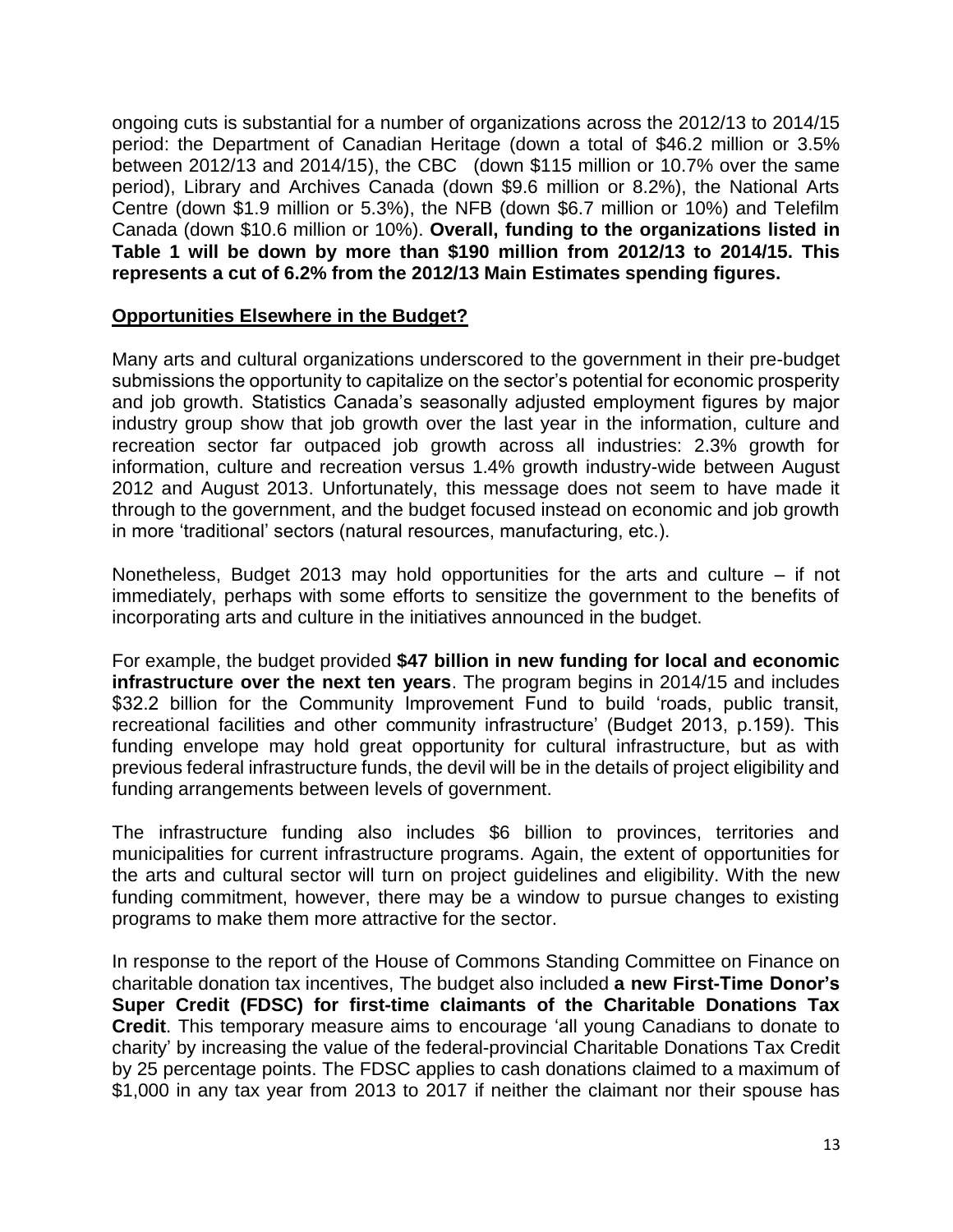ongoing cuts is substantial for a number of organizations across the 2012/13 to 2014/15 period: the Department of Canadian Heritage (down a total of $46.2 million or 3.5% between 2012/13 and 2014/15), the CBC (down $115 million or 10.7% over the same period), Library and Archives Canada (down $9.6 million or 8.2%), the National Arts Centre (down $1.9 million or 5.3%), the NFB (down $6.7 million or 10%) and Telefilm Canada (down $10.6 million or 10%). **Overall, funding to the organizations listed in Table 1 will be down by more than $190 million from 2012/13 to 2014/15. This represents a cut of 6.2% from the 2012/13 Main Estimates spending figures.**

## Opportunities Elsewhere in the Budget?

Many arts and cultural organizations underscored to the government in their pre-budget submissions the opportunity to capitalize on the sector's potential for economic prosperity and job growth. Statistics Canada's seasonally adjusted employment figures by major industry group show that job growth over the last year in the information, culture and recreation sector far outpaced job growth across all industries: 2.3% growth for information, culture and recreation versus 1.4% growth industry-wide between August 2012 and August 2013. Unfortunately, this message does not seem to have made it through to the government, and the budget focused instead on economic and job growth in more 'traditional' sectors (natural resources, manufacturing, etc.).

Nonetheless, Budget 2013 may hold opportunities for the arts and culture – if not immediately, perhaps with some efforts to sensitize the government to the benefits of incorporating arts and culture in the initiatives announced in the budget.

For example, the budget provided **$47 billion in new funding for local and economic infrastructure over the next ten years**. The program begins in 2014/15 and includes $32.2 billion for the Community Improvement Fund to build 'roads, public transit, recreational facilities and other community infrastructure' (Budget 2013, p.159). This funding envelope may hold great opportunity for cultural infrastructure, but as with previous federal infrastructure funds, the devil will be in the details of project eligibility and funding arrangements between levels of government.

The infrastructure funding also includes $6 billion to provinces, territories and municipalities for current infrastructure programs. Again, the extent of opportunities for the arts and cultural sector will turn on project guidelines and eligibility. With the new funding commitment, however, there may be a window to pursue changes to existing programs to make them more attractive for the sector.

In response to the report of the House of Commons Standing Committee on Finance on charitable donation tax incentives, The budget also included **a new First-Time Donor's Super Credit (FDSC) for first-time claimants of the Charitable Donations Tax Credit**. This temporary measure aims to encourage 'all young Canadians to donate to charity' by increasing the value of the federal-provincial Charitable Donations Tax Credit by 25 percentage points. The FDSC applies to cash donations claimed to a maximum of $1,000 in any tax year from 2013 to 2017 if neither the claimant nor their spouse has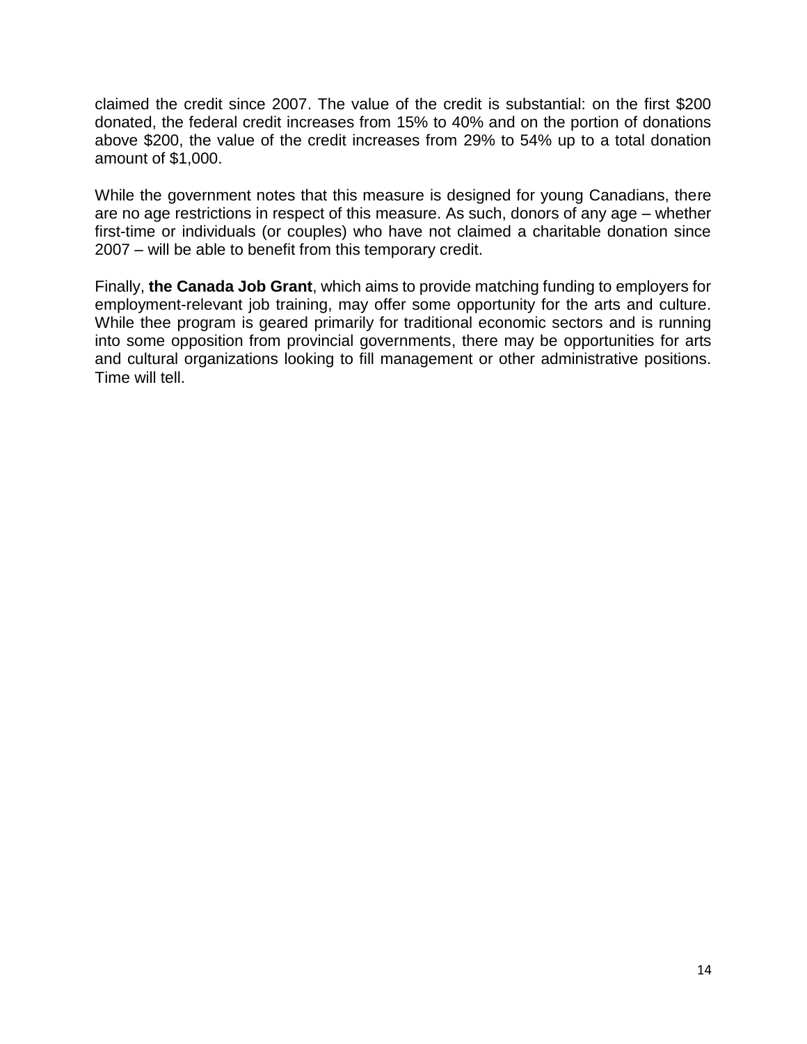claimed the credit since 2007. The value of the credit is substantial: on the first $200 donated, the federal credit increases from 15% to 40% and on the portion of donations above $200, the value of the credit increases from 29% to 54% up to a total donation amount of $1,000.

While the government notes that this measure is designed for young Canadians, there are no age restrictions in respect of this measure. As such, donors of any age – whether first-time or individuals (or couples) who have not claimed a charitable donation since 2007 – will be able to benefit from this temporary credit.

Finally, **the Canada Job Grant**, which aims to provide matching funding to employers for employment-relevant job training, may offer some opportunity for the arts and culture. While thee program is geared primarily for traditional economic sectors and is running into some opposition from provincial governments, there may be opportunities for arts and cultural organizations looking to fill management or other administrative positions. Time will tell.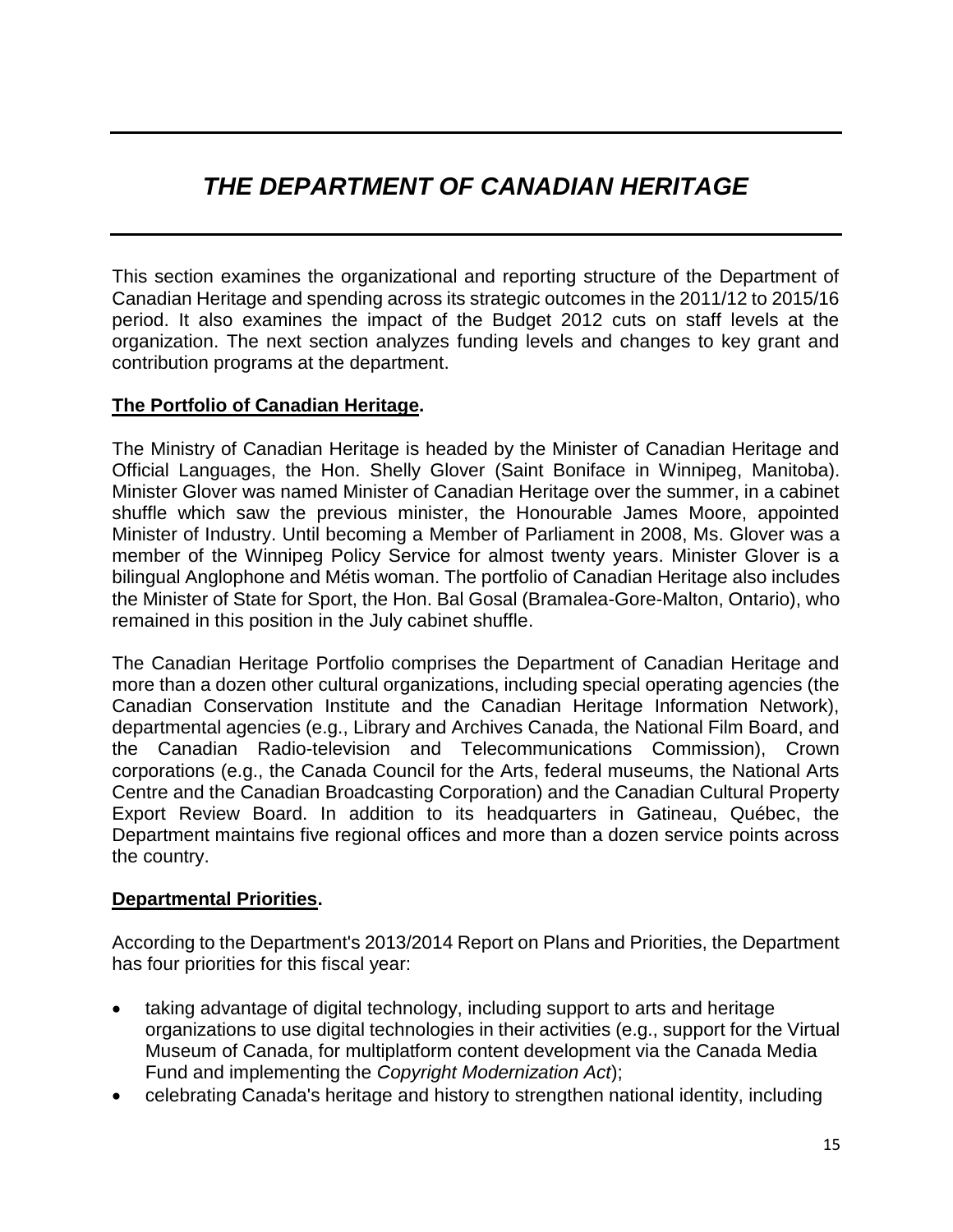# *THE DEPARTMENT OF CANADIAN HERITAGE*

This section examines the organizational and reporting structure of the Department of Canadian Heritage and spending across its strategic outcomes in the 2011/12 to 2015/16 period. It also examines the impact of the Budget 2012 cuts on staff levels at the organization. The next section analyzes funding levels and changes to key grant and contribution programs at the department.

**The Portfolio of Canadian Heritage.**

The Ministry of Canadian Heritage is headed by the Minister of Canadian Heritage and Official Languages, the Hon. Shelly Glover (Saint Boniface in Winnipeg, Manitoba). Minister Glover was named Minister of Canadian Heritage over the summer, in a cabinet shuffle which saw the previous minister, the Honourable James Moore, appointed Minister of Industry. Until becoming a Member of Parliament in 2008, Ms. Glover was a member of the Winnipeg Policy Service for almost twenty years. Minister Glover is a bilingual Anglophone and Métis woman. The portfolio of Canadian Heritage also includes the Minister of State for Sport, the Hon. Bal Gosal (Bramalea-Gore-Malton, Ontario), who remained in this position in the July cabinet shuffle.

The Canadian Heritage Portfolio comprises the Department of Canadian Heritage and more than a dozen other cultural organizations, including special operating agencies (the Canadian Conservation Institute and the Canadian Heritage Information Network), departmental agencies (e.g., Library and Archives Canada, the National Film Board, and the Canadian Radio-television and Telecommunications Commission), Crown corporations (e.g., the Canada Council for the Arts, federal museums, the National Arts Centre and the Canadian Broadcasting Corporation) and the Canadian Cultural Property Export Review Board. In addition to its headquarters in Gatineau, Québec, the Department maintains five regional offices and more than a dozen service points across the country.

**Departmental Priorities.**

According to the Department's 2013/2014 Report on Plans and Priorities, the Department has four priorities for this fiscal year:

- taking advantage of digital technology, including support to arts and heritage organizations to use digital technologies in their activities (e.g., support for the Virtual Museum of Canada, for multiplatform content development via the Canada Media Fund and implementing the *Copyright Modernization Act*);
- celebrating Canada's heritage and history to strengthen national identity, including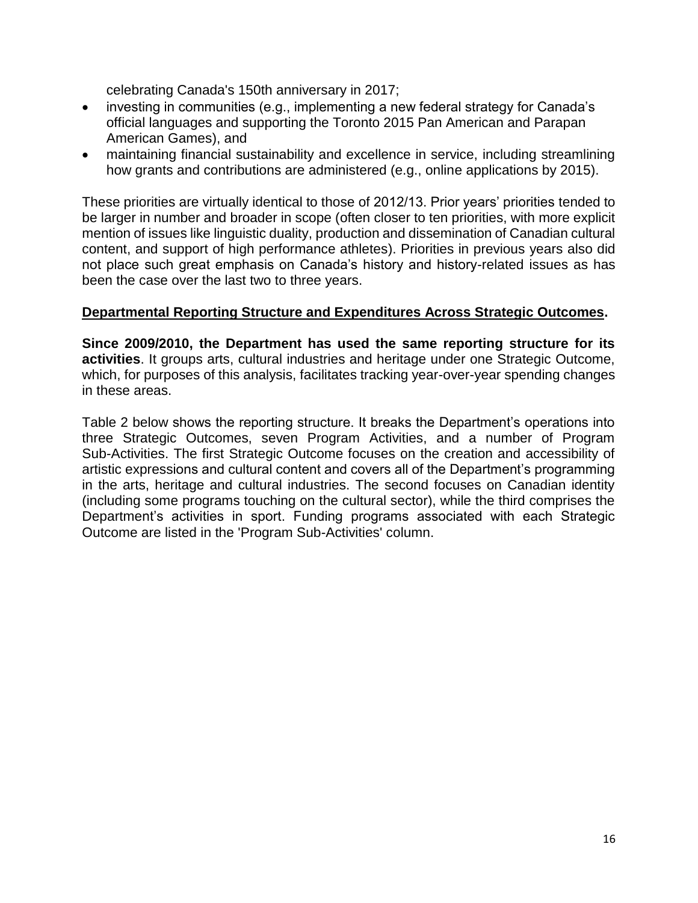celebrating Canada's 150th anniversary in 2017;

- investing in communities (e.g., implementing a new federal strategy for Canada's official languages and supporting the Toronto 2015 Pan American and Parapan American Games), and
- maintaining financial sustainability and excellence in service, including streamlining how grants and contributions are administered (e.g., online applications by 2015).

These priorities are virtually identical to those of 2012/13. Prior years' priorities tended to be larger in number and broader in scope (often closer to ten priorities, with more explicit mention of issues like linguistic duality, production and dissemination of Canadian cultural content, and support of high performance athletes). Priorities in previous years also did not place such great emphasis on Canada's history and history-related issues as has been the case over the last two to three years.

**Departmental Reporting Structure and Expenditures Across Strategic Outcomes.**

**Since 2009/2010, the Department has used the same reporting structure for its activities**. It groups arts, cultural industries and heritage under one Strategic Outcome, which, for purposes of this analysis, facilitates tracking year-over-year spending changes in these areas.

Table 2 below shows the reporting structure. It breaks the Department's operations into three Strategic Outcomes, seven Program Activities, and a number of Program Sub-Activities. The first Strategic Outcome focuses on the creation and accessibility of artistic expressions and cultural content and covers all of the Department's programming in the arts, heritage and cultural industries. The second focuses on Canadian identity (including some programs touching on the cultural sector), while the third comprises the Department's activities in sport. Funding programs associated with each Strategic Outcome are listed in the 'Program Sub-Activities' column.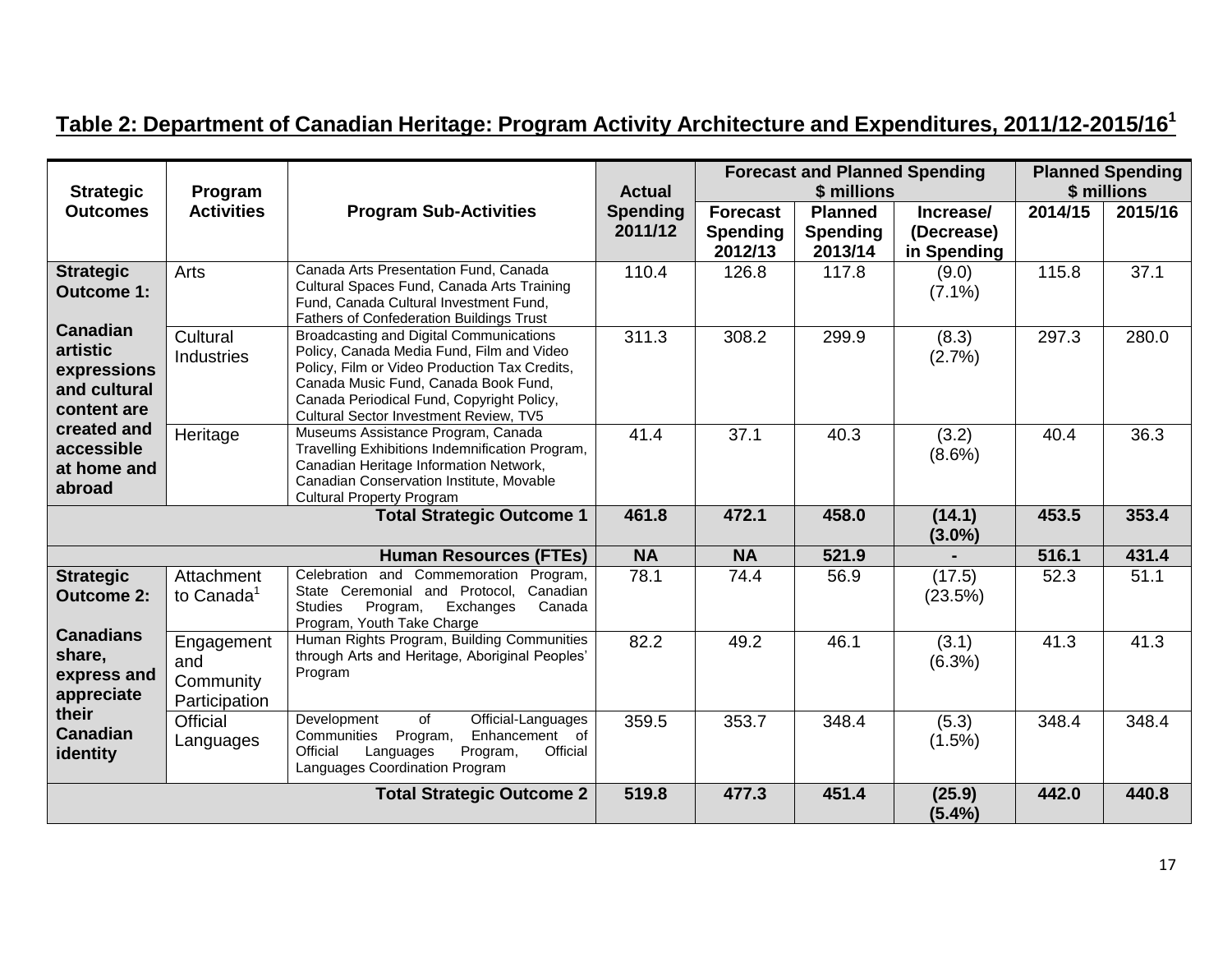## Table 2: Department of Canadian Heritage: Program Activity Architecture and Expenditures, 2011/12-2015/16[1]

| Strategic Outcomes | Program Activities | Program Sub-Activities | Actual Spending 2011/12 | Forecast and Planned Spending $ millions | | | Planned Spending $ millions | |
|---|---|---|---|---|---|---|---|---|
| | | | | Forecast Spending 2012/13 | Planned Spending 2013/14 | Increase/ (Decrease) in Spending | 2014/15 | 2015/16 |
| **Strategic Outcome 1: Canadian artistic expressions and cultural content are created and accessible at home and abroad** | Arts | Canada Arts Presentation Fund, Canada Cultural Spaces Fund, Canada Arts Training Fund, Canada Cultural Investment Fund, Fathers of Confederation Buildings Trust | 110.4 | 126.8 | 117.8 | (9.0) (7.1%) | 115.8 | 37.1 |
| | Cultural Industries | Broadcasting and Digital Communications Policy, Canada Media Fund, Film and Video Policy, Film or Video Production Tax Credits, Canada Music Fund, Canada Book Fund, Canada Periodical Fund, Copyright Policy, Cultural Sector Investment Review, TV5 | 311.3 | 308.2 | 299.9 | (8.3) (2.7%) | 297.3 | 280.0 |
| | Heritage | Museums Assistance Program, Canada Travelling Exhibitions Indemnification Program, Canadian Heritage Information Network, Canadian Conservation Institute, Movable Cultural Property Program | 41.4 | 37.1 | 40.3 | (3.2) (8.6%) | 40.4 | 36.3 |
| | | **Total Strategic Outcome 1** | **461.8** | **472.1** | **458.0** | **(14.1) (3.0%)** | **453.5** | **353.4** |
| | | **Human Resources (FTEs)** | **NA** | **NA** | **521.9** | **-** | **516.1** | **431.4** |
| **Strategic Outcome 2: Canadians share, express and appreciate their Canadian identity** | Attachment to Canada[1] | Celebration and Commemoration Program, State Ceremonial and Protocol, Canadian Studies Program, Exchanges Canada Program, Youth Take Charge | 78.1 | 74.4 | 56.9 | (17.5) (23.5%) | 52.3 | 51.1 |
| | Engagement and Community Participation | Human Rights Program, Building Communities through Arts and Heritage, Aboriginal Peoples' Program | 82.2 | 49.2 | 46.1 | (3.1) (6.3%) | 41.3 | 41.3 |
| | Official Languages | Development of Official-Languages Communities Program, Enhancement of Official Languages Program, Official Languages Coordination Program | 359.5 | 353.7 | 348.4 | (5.3) (1.5%) | 348.4 | 348.4 |
| | | **Total Strategic Outcome 2** | **519.8** | **477.3** | **451.4** | **(25.9) (5.4%)** | **442.0** | **440.8** |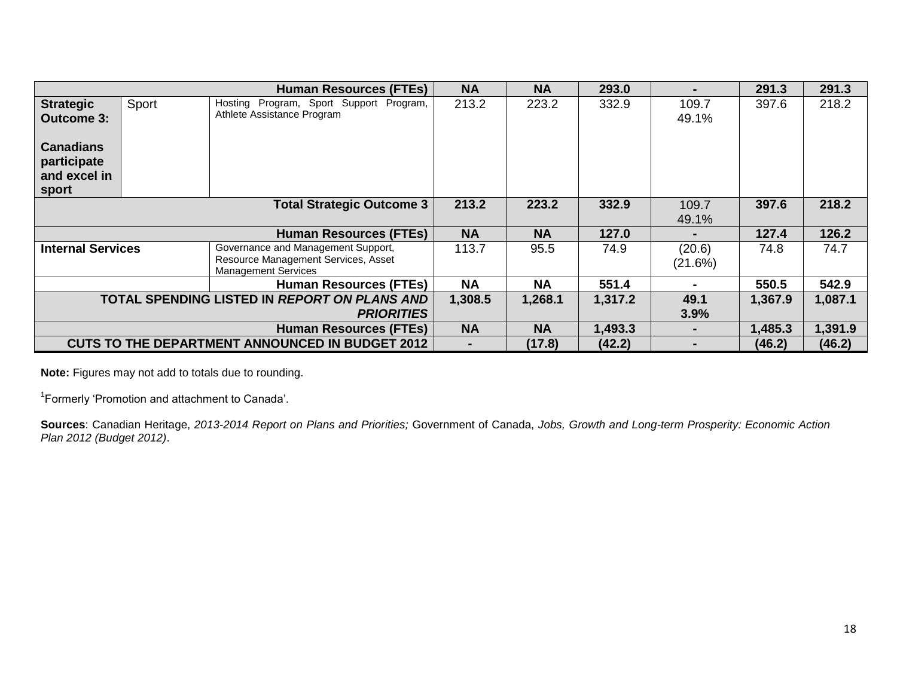| | | | | | | | | |
|---|---|---|---|---|---|---|---|---|
| | | **Human Resources (FTEs)** | **NA** | **NA** | **293.0** | **-** | **291.3** | **291.3** |
| **Strategic Outcome 3:** **Canadians participate and excel in sport** | Sport | Hosting Program, Sport Support Program, Athlete Assistance Program | 213.2 | 223.2 | 332.9 | 109.7 49.1% | 397.6 | 218.2 |
| | | **Total Strategic Outcome 3** | **213.2** | **223.2** | **332.9** | 109.7 49.1% | **397.6** | **218.2** |
| | | **Human Resources (FTEs)** | **NA** | **NA** | **127.0** | **-** | **127.4** | **126.2** |
| **Internal Services** | | Governance and Management Support, Resource Management Services, Asset Management Services | 113.7 | 95.5 | 74.9 | (20.6) (21.6%) | 74.8 | 74.7 |
| | | **Human Resources (FTEs)** | **NA** | **NA** | **551.4** | **-** | **550.5** | **542.9** |
| | | **TOTAL SPENDING LISTED IN *REPORT ON PLANS AND PRIORITIES*** | **1,308.5** | **1,268.1** | **1,317.2** | **49.1 3.9%** | **1,367.9** | **1,087.1** |
| | | **Human Resources (FTEs)** | **NA** | **NA** | **1,493.3** | **-** | **1,485.3** | **1,391.9** |
| | | **CUTS TO THE DEPARTMENT ANNOUNCED IN BUDGET 2012** | **-** | **(17.8)** | **(42.2)** | **-** | **(46.2)** | **(46.2)** |

**Note:** Figures may not add to totals due to rounding.

[1]Formerly 'Promotion and attachment to Canada'.

**Sources**: Canadian Heritage, *2013-2014 Report on Plans and Priorities;* Government of Canada, *Jobs, Growth and Long-term Prosperity: Economic Action Plan 2012 (Budget 2012)*.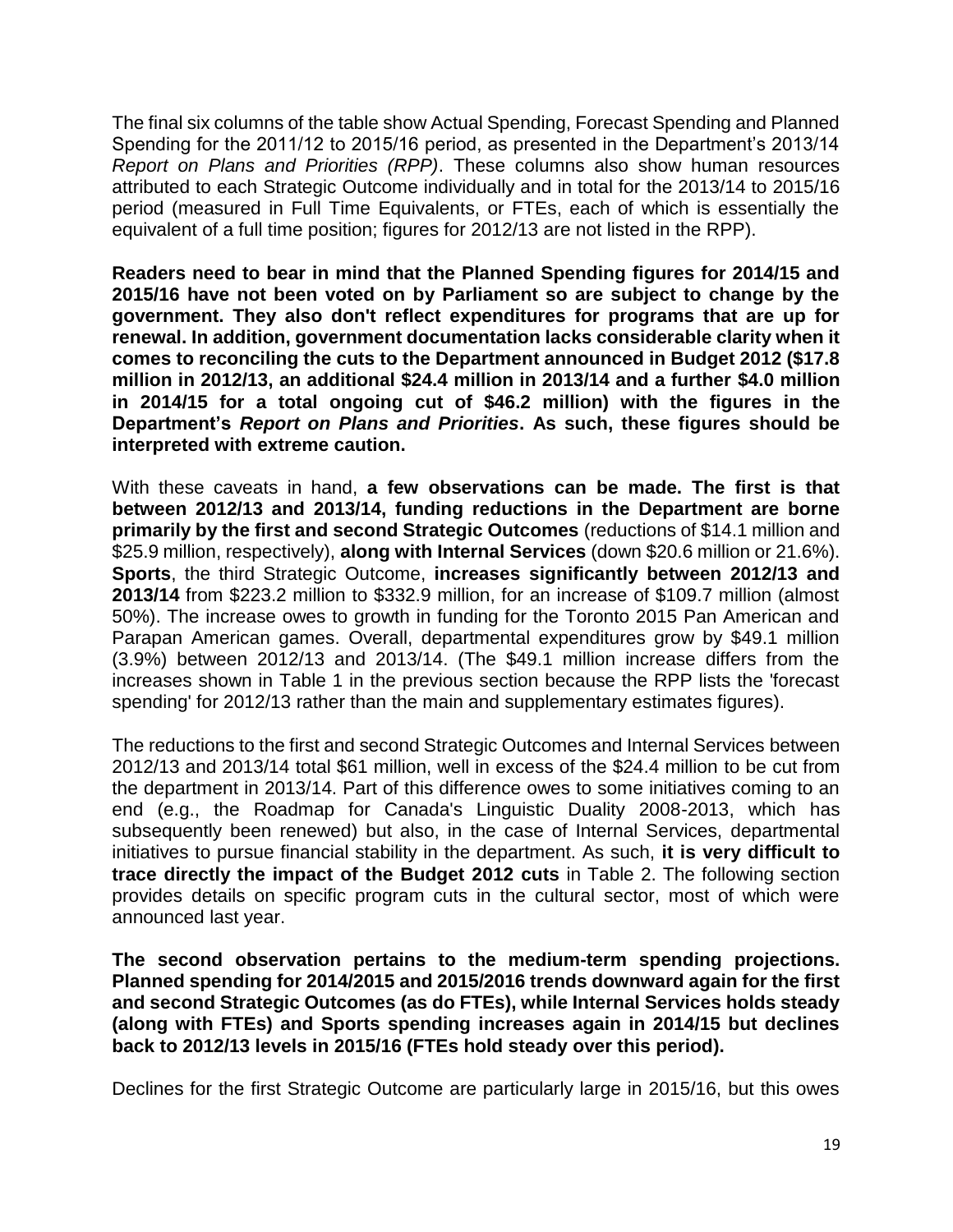The final six columns of the table show Actual Spending, Forecast Spending and Planned Spending for the 2011/12 to 2015/16 period, as presented in the Department's 2013/14 *Report on Plans and Priorities (RPP)*. These columns also show human resources attributed to each Strategic Outcome individually and in total for the 2013/14 to 2015/16 period (measured in Full Time Equivalents, or FTEs, each of which is essentially the equivalent of a full time position; figures for 2012/13 are not listed in the RPP).

**Readers need to bear in mind that the Planned Spending figures for 2014/15 and 2015/16 have not been voted on by Parliament so are subject to change by the government. They also don't reflect expenditures for programs that are up for renewal. In addition, government documentation lacks considerable clarity when it comes to reconciling the cuts to the Department announced in Budget 2012 ($17.8 million in 2012/13, an additional $24.4 million in 2013/14 and a further $4.0 million in 2014/15 for a total ongoing cut of $46.2 million) with the figures in the Department's *Report on Plans and Priorities*. As such, these figures should be interpreted with extreme caution.**

With these caveats in hand, **a few observations can be made. The first is that between 2012/13 and 2013/14, funding reductions in the Department are borne primarily by the first and second Strategic Outcomes** (reductions of $14.1 million and $25.9 million, respectively), **along with Internal Services** (down $20.6 million or 21.6%). **Sports**, the third Strategic Outcome, **increases significantly between 2012/13 and 2013/14** from $223.2 million to $332.9 million, for an increase of $109.7 million (almost 50%). The increase owes to growth in funding for the Toronto 2015 Pan American and Parapan American games. Overall, departmental expenditures grow by $49.1 million (3.9%) between 2012/13 and 2013/14. (The $49.1 million increase differs from the increases shown in Table 1 in the previous section because the RPP lists the 'forecast spending' for 2012/13 rather than the main and supplementary estimates figures).

The reductions to the first and second Strategic Outcomes and Internal Services between 2012/13 and 2013/14 total $61 million, well in excess of the $24.4 million to be cut from the department in 2013/14. Part of this difference owes to some initiatives coming to an end (e.g., the Roadmap for Canada's Linguistic Duality 2008-2013, which has subsequently been renewed) but also, in the case of Internal Services, departmental initiatives to pursue financial stability in the department. As such, **it is very difficult to trace directly the impact of the Budget 2012 cuts** in Table 2. The following section provides details on specific program cuts in the cultural sector, most of which were announced last year.

**The second observation pertains to the medium-term spending projections. Planned spending for 2014/2015 and 2015/2016 trends downward again for the first and second Strategic Outcomes (as do FTEs), while Internal Services holds steady (along with FTEs) and Sports spending increases again in 2014/15 but declines back to 2012/13 levels in 2015/16 (FTEs hold steady over this period).**

Declines for the first Strategic Outcome are particularly large in 2015/16, but this owes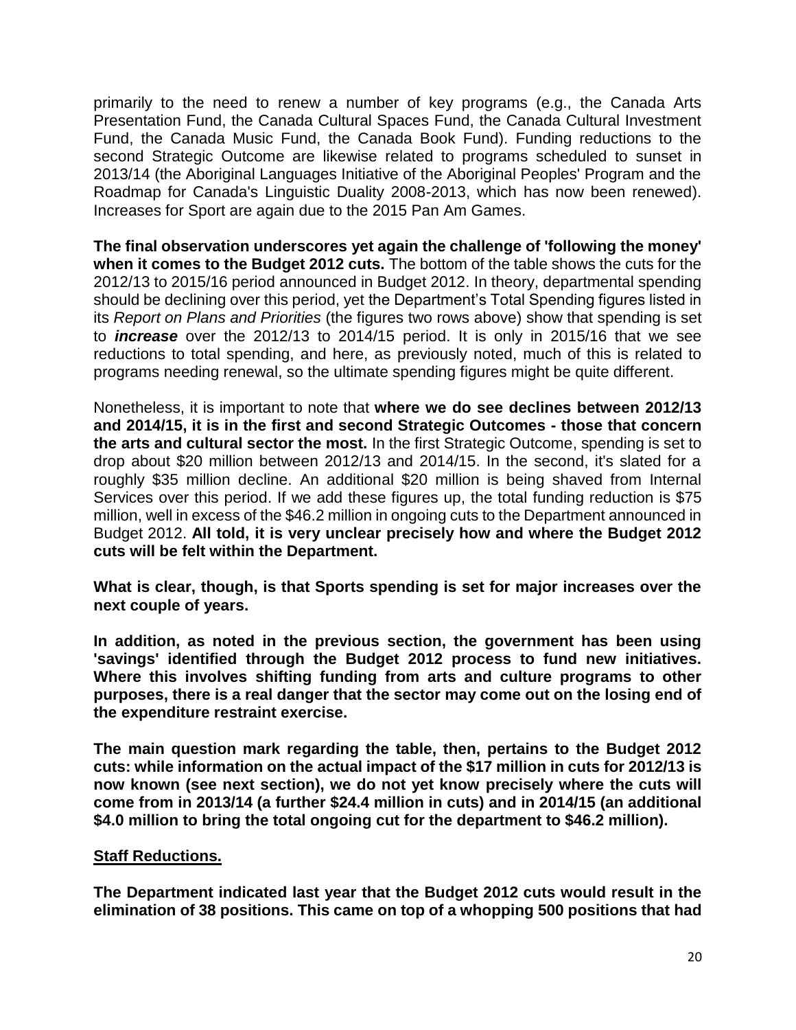primarily to the need to renew a number of key programs (e.g., the Canada Arts Presentation Fund, the Canada Cultural Spaces Fund, the Canada Cultural Investment Fund, the Canada Music Fund, the Canada Book Fund). Funding reductions to the second Strategic Outcome are likewise related to programs scheduled to sunset in 2013/14 (the Aboriginal Languages Initiative of the Aboriginal Peoples' Program and the Roadmap for Canada's Linguistic Duality 2008-2013, which has now been renewed). Increases for Sport are again due to the 2015 Pan Am Games.

**The final observation underscores yet again the challenge of 'following the money' when it comes to the Budget 2012 cuts.** The bottom of the table shows the cuts for the 2012/13 to 2015/16 period announced in Budget 2012. In theory, departmental spending should be declining over this period, yet the Department's Total Spending figures listed in its *Report on Plans and Priorities* (the figures two rows above) show that spending is set to ***increase*** over the 2012/13 to 2014/15 period. It is only in 2015/16 that we see reductions to total spending, and here, as previously noted, much of this is related to programs needing renewal, so the ultimate spending figures might be quite different.

Nonetheless, it is important to note that **where we do see declines between 2012/13 and 2014/15, it is in the first and second Strategic Outcomes - those that concern the arts and cultural sector the most.** In the first Strategic Outcome, spending is set to drop about $20 million between 2012/13 and 2014/15. In the second, it's slated for a roughly $35 million decline. An additional $20 million is being shaved from Internal Services over this period. If we add these figures up, the total funding reduction is $75 million, well in excess of the $46.2 million in ongoing cuts to the Department announced in Budget 2012. **All told, it is very unclear precisely how and where the Budget 2012 cuts will be felt within the Department.**

**What is clear, though, is that Sports spending is set for major increases over the next couple of years.**

**In addition, as noted in the previous section, the government has been using 'savings' identified through the Budget 2012 process to fund new initiatives. Where this involves shifting funding from arts and culture programs to other purposes, there is a real danger that the sector may come out on the losing end of the expenditure restraint exercise.**

**The main question mark regarding the table, then, pertains to the Budget 2012 cuts: while information on the actual impact of the $17 million in cuts for 2012/13 is now known (see next section), we do not yet know precisely where the cuts will come from in 2013/14 (a further $24.4 million in cuts) and in 2014/15 (an additional $4.0 million to bring the total ongoing cut for the department to $46.2 million).**

**Staff Reductions.**

**The Department indicated last year that the Budget 2012 cuts would result in the elimination of 38 positions. This came on top of a whopping 500 positions that had**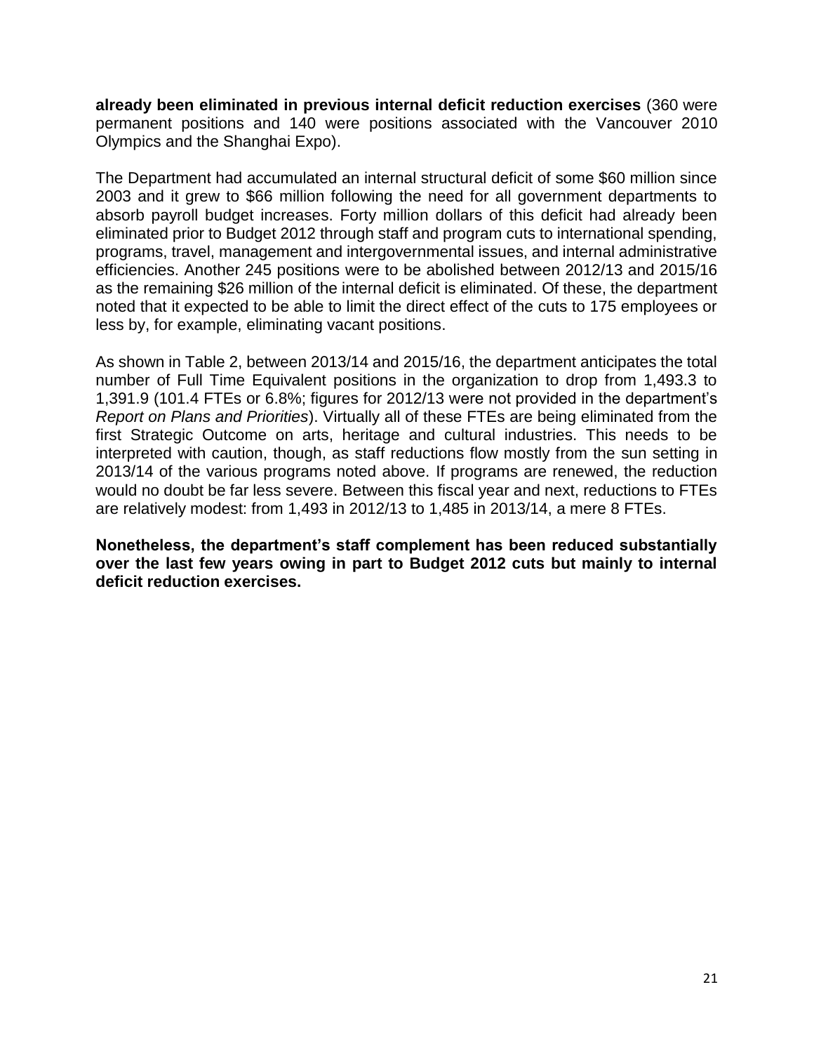**already been eliminated in previous internal deficit reduction exercises** (360 were permanent positions and 140 were positions associated with the Vancouver 2010 Olympics and the Shanghai Expo).

The Department had accumulated an internal structural deficit of some $60 million since 2003 and it grew to $66 million following the need for all government departments to absorb payroll budget increases. Forty million dollars of this deficit had already been eliminated prior to Budget 2012 through staff and program cuts to international spending, programs, travel, management and intergovernmental issues, and internal administrative efficiencies. Another 245 positions were to be abolished between 2012/13 and 2015/16 as the remaining $26 million of the internal deficit is eliminated. Of these, the department noted that it expected to be able to limit the direct effect of the cuts to 175 employees or less by, for example, eliminating vacant positions.

As shown in Table 2, between 2013/14 and 2015/16, the department anticipates the total number of Full Time Equivalent positions in the organization to drop from 1,493.3 to 1,391.9 (101.4 FTEs or 6.8%; figures for 2012/13 were not provided in the department's *Report on Plans and Priorities*). Virtually all of these FTEs are being eliminated from the first Strategic Outcome on arts, heritage and cultural industries. This needs to be interpreted with caution, though, as staff reductions flow mostly from the sun setting in 2013/14 of the various programs noted above. If programs are renewed, the reduction would no doubt be far less severe. Between this fiscal year and next, reductions to FTEs are relatively modest: from 1,493 in 2012/13 to 1,485 in 2013/14, a mere 8 FTEs.

**Nonetheless, the department's staff complement has been reduced substantially over the last few years owing in part to Budget 2012 cuts but mainly to internal deficit reduction exercises.**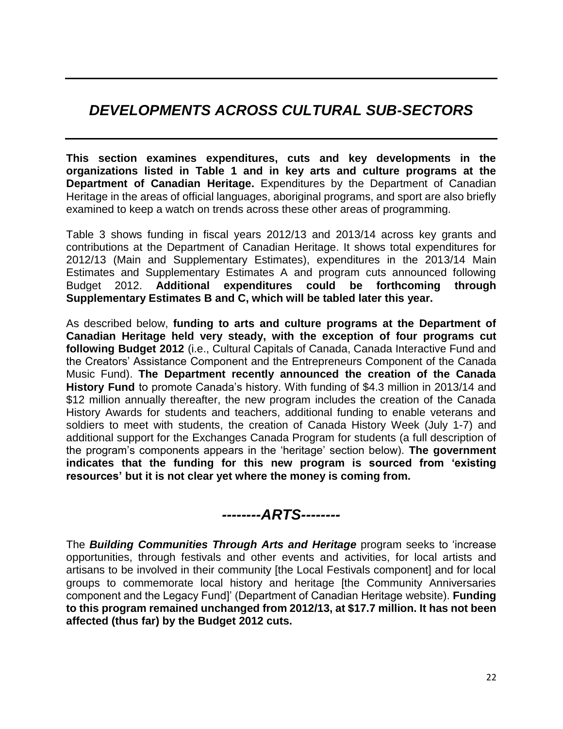# *DEVELOPMENTS ACROSS CULTURAL SUB-SECTORS*

**This section examines expenditures, cuts and key developments in the organizations listed in Table 1 and in key arts and culture programs at the Department of Canadian Heritage.** Expenditures by the Department of Canadian Heritage in the areas of official languages, aboriginal programs, and sport are also briefly examined to keep a watch on trends across these other areas of programming.

Table 3 shows funding in fiscal years 2012/13 and 2013/14 across key grants and contributions at the Department of Canadian Heritage. It shows total expenditures for 2012/13 (Main and Supplementary Estimates), expenditures in the 2013/14 Main Estimates and Supplementary Estimates A and program cuts announced following Budget 2012. **Additional expenditures could be forthcoming through Supplementary Estimates B and C, which will be tabled later this year.**

As described below, **funding to arts and culture programs at the Department of Canadian Heritage held very steady, with the exception of four programs cut following Budget 2012** (i.e., Cultural Capitals of Canada, Canada Interactive Fund and the Creators' Assistance Component and the Entrepreneurs Component of the Canada Music Fund). **The Department recently announced the creation of the Canada History Fund** to promote Canada's history. With funding of $4.3 million in 2013/14 and $12 million annually thereafter, the new program includes the creation of the Canada History Awards for students and teachers, additional funding to enable veterans and soldiers to meet with students, the creation of Canada History Week (July 1-7) and additional support for the Exchanges Canada Program for students (a full description of the program's components appears in the 'heritage' section below). **The government indicates that the funding for this new program is sourced from 'existing resources' but it is not clear yet where the money is coming from.**

## *--------ARTS--------*

The ***Building Communities Through Arts and Heritage*** program seeks to 'increase opportunities, through festivals and other events and activities, for local artists and artisans to be involved in their community [the Local Festivals component] and for local groups to commemorate local history and heritage [the Community Anniversaries component and the Legacy Fund]' (Department of Canadian Heritage website). **Funding to this program remained unchanged from 2012/13, at $17.7 million. It has not been affected (thus far) by the Budget 2012 cuts.**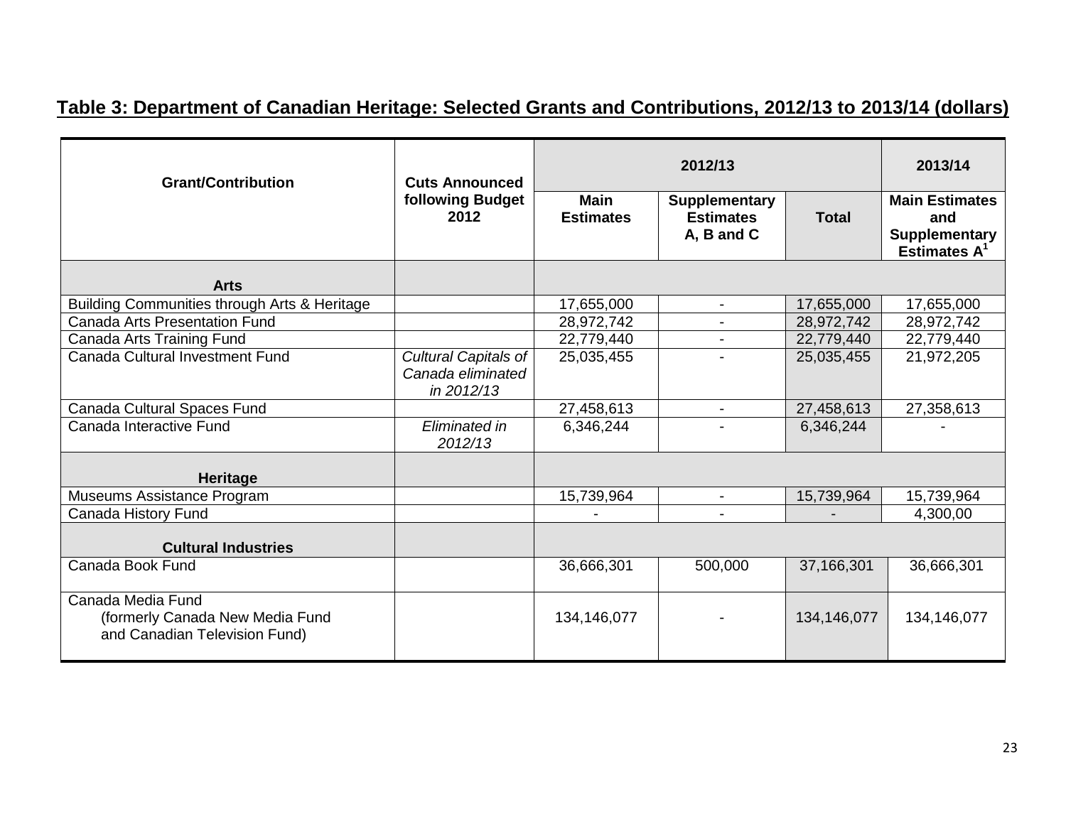## Table 3: Department of Canadian Heritage: Selected Grants and Contributions, 2012/13 to 2013/14 (dollars)

| Grant/Contribution | Cuts Announced following Budget 2012 | 2012/13 | | | 2013/14 |
|---|---|---|---|---|---|
| | | Main Estimates | Supplementary Estimates A, B and C | Total | Main Estimates and Supplementary Estimates A[1] |
| **Arts** | | | | | |
| Building Communities through Arts & Heritage | | 17,655,000 | - | 17,655,000 | 17,655,000 |
| Canada Arts Presentation Fund | | 28,972,742 | - | 28,972,742 | 28,972,742 |
| Canada Arts Training Fund | | 22,779,440 | - | 22,779,440 | 22,779,440 |
| Canada Cultural Investment Fund | *Cultural Capitals of Canada eliminated in 2012/13* | 25,035,455 | - | 25,035,455 | 21,972,205 |
| Canada Cultural Spaces Fund | | 27,458,613 | - | 27,458,613 | 27,358,613 |
| Canada Interactive Fund | *Eliminated in 2012/13* | 6,346,244 | - | 6,346,244 | - |
| **Heritage** | | | | | |
| Museums Assistance Program | | 15,739,964 | - | 15,739,964 | 15,739,964 |
| Canada History Fund | | - | - | - | 4,300,00 |
| **Cultural Industries** | | | | | |
| Canada Book Fund | | 36,666,301 | 500,000 | 37,166,301 | 36,666,301 |
| Canada Media Fund (formerly Canada New Media Fund and Canadian Television Fund) | | 134,146,077 | - | 134,146,077 | 134,146,077 |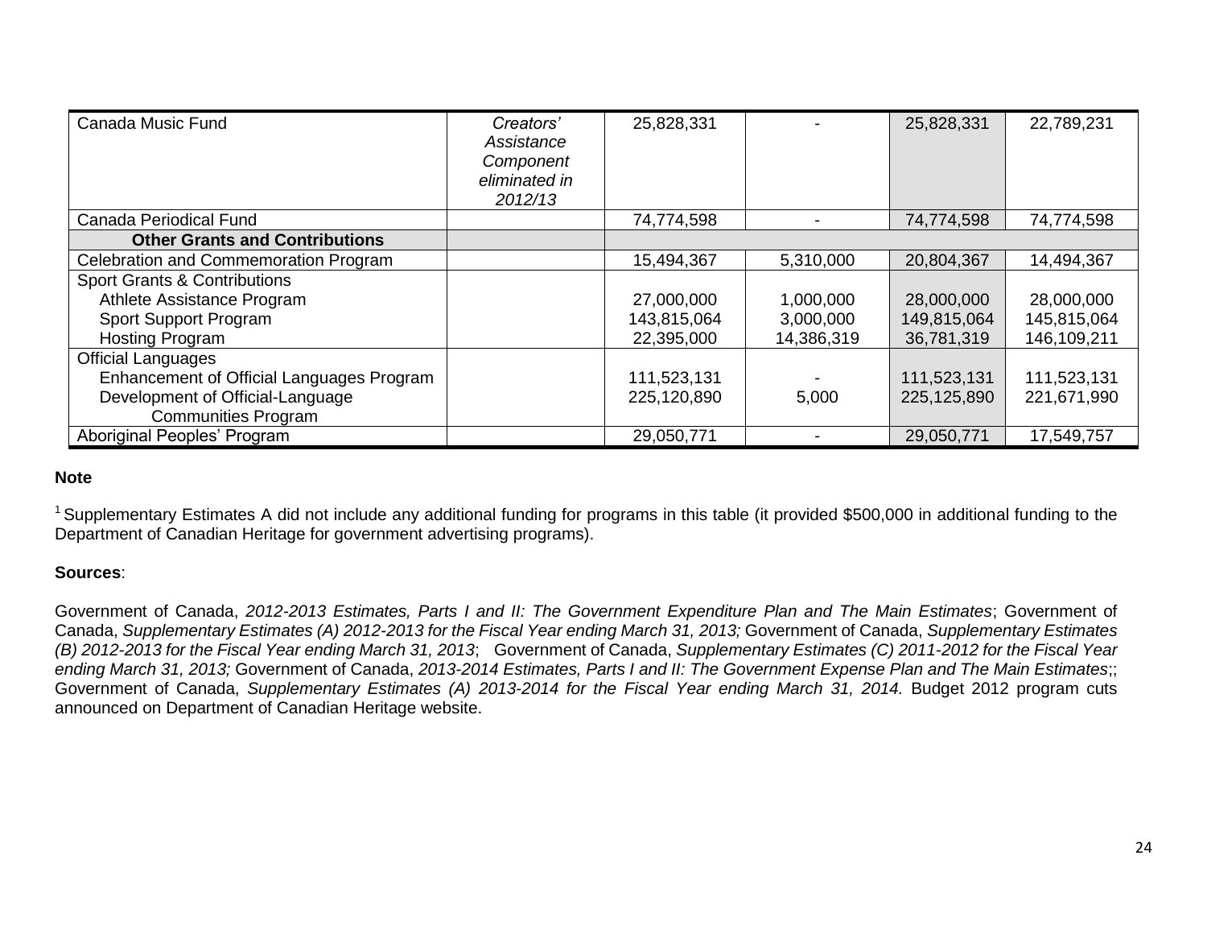| | | | | | |
|---|---|---|---|---|---|
| Canada Music Fund | *Creators' Assistance Component eliminated in 2012/13* | 25,828,331 | - | 25,828,331 | 22,789,231 |
| Canada Periodical Fund | | 74,774,598 | - | 74,774,598 | 74,774,598 |
| **Other Grants and Contributions** | | | | | |
| Celebration and Commemoration Program | | 15,494,367 | 5,310,000 | 20,804,367 | 14,494,367 |
| Sport Grants & Contributions | | | | | |
| Athlete Assistance Program | | 27,000,000 | 1,000,000 | 28,000,000 | 28,000,000 |
| Sport Support Program | | 143,815,064 | 3,000,000 | 149,815,064 | 145,815,064 |
| Hosting Program | | 22,395,000 | 14,386,319 | 36,781,319 | 146,109,211 |
| Official Languages | | | | | |
| Enhancement of Official Languages Program | | 111,523,131 | - | 111,523,131 | 111,523,131 |
| Development of Official-Language Communities Program | | 225,120,890 | 5,000 | 225,125,890 | 221,671,990 |
| Aboriginal Peoples' Program | | 29,050,771 | - | 29,050,771 | 17,549,757 |

**Note**

[1] Supplementary Estimates A did not include any additional funding for programs in this table (it provided $500,000 in additional funding to the Department of Canadian Heritage for government advertising programs).

**Sources**:

Government of Canada, *2012-2013 Estimates, Parts I and II: The Government Expenditure Plan and The Main Estimates*; Government of Canada, *Supplementary Estimates (A) 2012-2013 for the Fiscal Year ending March 31, 2013;* Government of Canada, *Supplementary Estimates (B) 2012-2013 for the Fiscal Year ending March 31, 2013*; Government of Canada, *Supplementary Estimates (C) 2011-2012 for the Fiscal Year ending March 31, 2013;* Government of Canada, *2013-2014 Estimates, Parts I and II: The Government Expense Plan and The Main Estimates*;; Government of Canada, *Supplementary Estimates (A) 2013-2014 for the Fiscal Year ending March 31, 2014.* Budget 2012 program cuts announced on Department of Canadian Heritage website.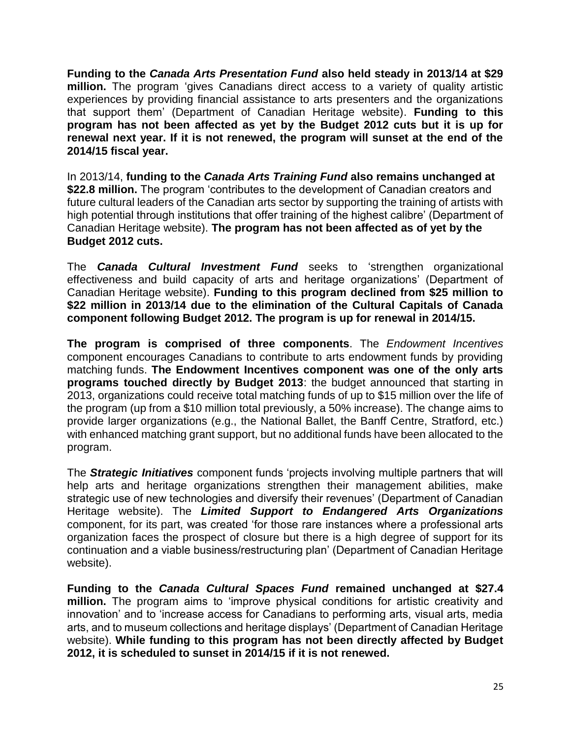**Funding to the *Canada Arts Presentation Fund* also held steady in 2013/14 at $29 million.** The program 'gives Canadians direct access to a variety of quality artistic experiences by providing financial assistance to arts presenters and the organizations that support them' (Department of Canadian Heritage website). **Funding to this program has not been affected as yet by the Budget 2012 cuts but it is up for renewal next year. If it is not renewed, the program will sunset at the end of the 2014/15 fiscal year.**

In 2013/14, **funding to the *Canada Arts Training Fund* also remains unchanged at $22.8 million.** The program 'contributes to the development of Canadian creators and future cultural leaders of the Canadian arts sector by supporting the training of artists with high potential through institutions that offer training of the highest calibre' (Department of Canadian Heritage website). **The program has not been affected as of yet by the Budget 2012 cuts.**

The ***Canada Cultural Investment Fund*** seeks to 'strengthen organizational effectiveness and build capacity of arts and heritage organizations' (Department of Canadian Heritage website). **Funding to this program declined from $25 million to $22 million in 2013/14 due to the elimination of the Cultural Capitals of Canada component following Budget 2012. The program is up for renewal in 2014/15.**

**The program is comprised of three components**. The *Endowment Incentives* component encourages Canadians to contribute to arts endowment funds by providing matching funds. **The Endowment Incentives component was one of the only arts programs touched directly by Budget 2013**: the budget announced that starting in 2013, organizations could receive total matching funds of up to $15 million over the life of the program (up from a $10 million total previously, a 50% increase). The change aims to provide larger organizations (e.g., the National Ballet, the Banff Centre, Stratford, etc.) with enhanced matching grant support, but no additional funds have been allocated to the program.

The ***Strategic Initiatives*** component funds 'projects involving multiple partners that will help arts and heritage organizations strengthen their management abilities, make strategic use of new technologies and diversify their revenues' (Department of Canadian Heritage website). The ***Limited Support to Endangered Arts Organizations*** component, for its part, was created 'for those rare instances where a professional arts organization faces the prospect of closure but there is a high degree of support for its continuation and a viable business/restructuring plan' (Department of Canadian Heritage website).

**Funding to the *Canada Cultural Spaces Fund* remained unchanged at $27.4 million.** The program aims to 'improve physical conditions for artistic creativity and innovation' and to 'increase access for Canadians to performing arts, visual arts, media arts, and to museum collections and heritage displays' (Department of Canadian Heritage website). **While funding to this program has not been directly affected by Budget 2012, it is scheduled to sunset in 2014/15 if it is not renewed.**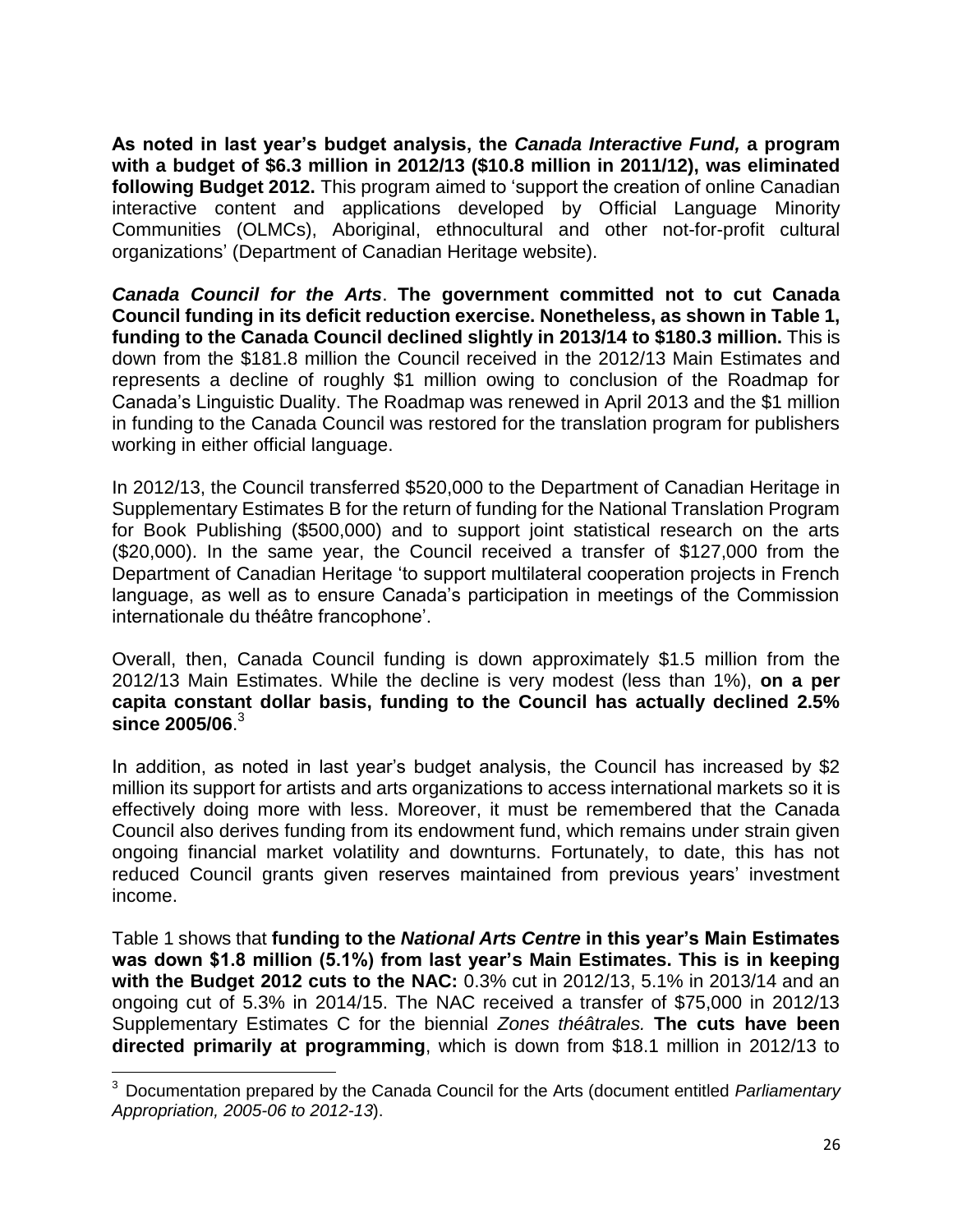**As noted in last year's budget analysis, the *Canada Interactive Fund,* a program with a budget of \$6.3 million in 2012/13 (\$10.8 million in 2011/12), was eliminated following Budget 2012.** This program aimed to 'support the creation of online Canadian interactive content and applications developed by Official Language Minority Communities (OLMCs), Aboriginal, ethnocultural and other not-for-profit cultural organizations' (Department of Canadian Heritage website).

***Canada Council for the Arts*. The government committed not to cut Canada Council funding in its deficit reduction exercise. Nonetheless, as shown in Table 1, funding to the Canada Council declined slightly in 2013/14 to \$180.3 million.** This is down from the \$181.8 million the Council received in the 2012/13 Main Estimates and represents a decline of roughly \$1 million owing to conclusion of the Roadmap for Canada's Linguistic Duality. The Roadmap was renewed in April 2013 and the \$1 million in funding to the Canada Council was restored for the translation program for publishers working in either official language.

In 2012/13, the Council transferred \$520,000 to the Department of Canadian Heritage in Supplementary Estimates B for the return of funding for the National Translation Program for Book Publishing (\$500,000) and to support joint statistical research on the arts (\$20,000). In the same year, the Council received a transfer of \$127,000 from the Department of Canadian Heritage 'to support multilateral cooperation projects in French language, as well as to ensure Canada's participation in meetings of the Commission internationale du théâtre francophone'.

Overall, then, Canada Council funding is down approximately \$1.5 million from the 2012/13 Main Estimates. While the decline is very modest (less than 1%), **on a per capita constant dollar basis, funding to the Council has actually declined 2.5% since 2005/06**.[3]

In addition, as noted in last year's budget analysis, the Council has increased by \$2 million its support for artists and arts organizations to access international markets so it is effectively doing more with less. Moreover, it must be remembered that the Canada Council also derives funding from its endowment fund, which remains under strain given ongoing financial market volatility and downturns. Fortunately, to date, this has not reduced Council grants given reserves maintained from previous years' investment income.

Table 1 shows that **funding to the *National Arts Centre* in this year's Main Estimates was down \$1.8 million (5.1%) from last year's Main Estimates. This is in keeping with the Budget 2012 cuts to the NAC:** 0.3% cut in 2012/13, 5.1% in 2013/14 and an ongoing cut of 5.3% in 2014/15. The NAC received a transfer of \$75,000 in 2012/13 Supplementary Estimates C for the biennial *Zones théâtrales.* **The cuts have been directed primarily at programming**, which is down from \$18.1 million in 2012/13 to

---

[3] Documentation prepared by the Canada Council for the Arts (document entitled *Parliamentary Appropriation, 2005-06 to 2012-13*).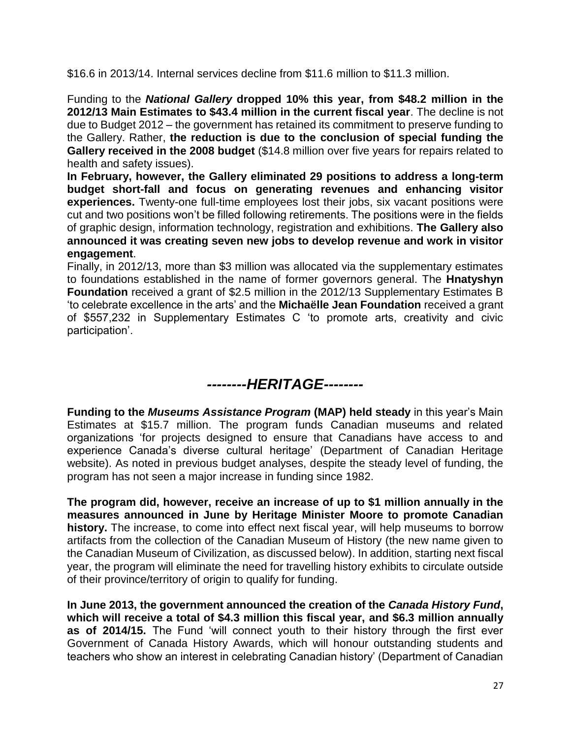$16.6 in 2013/14. Internal services decline from $11.6 million to $11.3 million.

Funding to the ***National Gallery*** **dropped 10% this year, from $48.2 million in the 2012/13 Main Estimates to $43.4 million in the current fiscal year**. The decline is not due to Budget 2012 – the government has retained its commitment to preserve funding to the Gallery. Rather, **the reduction is due to the conclusion of special funding the Gallery received in the 2008 budget** ($14.8 million over five years for repairs related to health and safety issues).

**In February, however, the Gallery eliminated 29 positions to address a long-term budget short-fall and focus on generating revenues and enhancing visitor experiences.** Twenty-one full-time employees lost their jobs, six vacant positions were cut and two positions won't be filled following retirements. The positions were in the fields of graphic design, information technology, registration and exhibitions. **The Gallery also announced it was creating seven new jobs to develop revenue and work in visitor engagement**.

Finally, in 2012/13, more than $3 million was allocated via the supplementary estimates to foundations established in the name of former governors general. The **Hnatyshyn Foundation** received a grant of $2.5 million in the 2012/13 Supplementary Estimates B 'to celebrate excellence in the arts' and the **Michaëlle Jean Foundation** received a grant of $557,232 in Supplementary Estimates C 'to promote arts, creativity and civic participation'.

## *--------HERITAGE--------*

**Funding to the *Museums Assistance Program* (MAP) held steady** in this year's Main Estimates at $15.7 million. The program funds Canadian museums and related organizations 'for projects designed to ensure that Canadians have access to and experience Canada's diverse cultural heritage' (Department of Canadian Heritage website). As noted in previous budget analyses, despite the steady level of funding, the program has not seen a major increase in funding since 1982.

**The program did, however, receive an increase of up to $1 million annually in the measures announced in June by Heritage Minister Moore to promote Canadian history.** The increase, to come into effect next fiscal year, will help museums to borrow artifacts from the collection of the Canadian Museum of History (the new name given to the Canadian Museum of Civilization, as discussed below). In addition, starting next fiscal year, the program will eliminate the need for travelling history exhibits to circulate outside of their province/territory of origin to qualify for funding.

**In June 2013, the government announced the creation of the *Canada History Fund*, which will receive a total of $4.3 million this fiscal year, and $6.3 million annually as of 2014/15.** The Fund 'will connect youth to their history through the first ever Government of Canada History Awards, which will honour outstanding students and teachers who show an interest in celebrating Canadian history' (Department of Canadian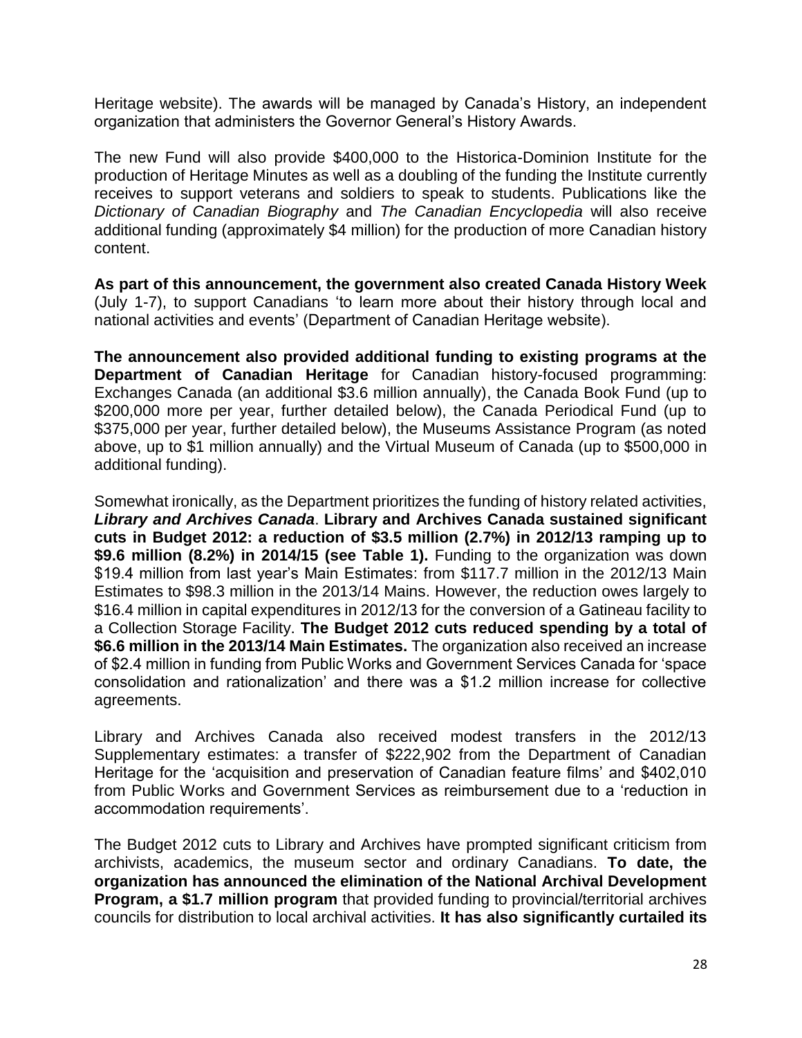Heritage website). The awards will be managed by Canada's History, an independent organization that administers the Governor General's History Awards.

The new Fund will also provide $400,000 to the Historica-Dominion Institute for the production of Heritage Minutes as well as a doubling of the funding the Institute currently receives to support veterans and soldiers to speak to students. Publications like the *Dictionary of Canadian Biography* and *The Canadian Encyclopedia* will also receive additional funding (approximately $4 million) for the production of more Canadian history content.

**As part of this announcement, the government also created Canada History Week** (July 1-7), to support Canadians 'to learn more about their history through local and national activities and events' (Department of Canadian Heritage website).

**The announcement also provided additional funding to existing programs at the Department of Canadian Heritage** for Canadian history-focused programming: Exchanges Canada (an additional $3.6 million annually), the Canada Book Fund (up to $200,000 more per year, further detailed below), the Canada Periodical Fund (up to $375,000 per year, further detailed below), the Museums Assistance Program (as noted above, up to $1 million annually) and the Virtual Museum of Canada (up to $500,000 in additional funding).

Somewhat ironically, as the Department prioritizes the funding of history related activities, ***Library and Archives Canada*. Library and Archives Canada sustained significant cuts in Budget 2012: a reduction of $3.5 million (2.7%) in 2012/13 ramping up to $9.6 million (8.2%) in 2014/15 (see Table 1).** Funding to the organization was down $19.4 million from last year's Main Estimates: from $117.7 million in the 2012/13 Main Estimates to $98.3 million in the 2013/14 Mains. However, the reduction owes largely to $16.4 million in capital expenditures in 2012/13 for the conversion of a Gatineau facility to a Collection Storage Facility. **The Budget 2012 cuts reduced spending by a total of $6.6 million in the 2013/14 Main Estimates.** The organization also received an increase of $2.4 million in funding from Public Works and Government Services Canada for 'space consolidation and rationalization' and there was a $1.2 million increase for collective agreements.

Library and Archives Canada also received modest transfers in the 2012/13 Supplementary estimates: a transfer of $222,902 from the Department of Canadian Heritage for the 'acquisition and preservation of Canadian feature films' and $402,010 from Public Works and Government Services as reimbursement due to a 'reduction in accommodation requirements'.

The Budget 2012 cuts to Library and Archives have prompted significant criticism from archivists, academics, the museum sector and ordinary Canadians. **To date, the organization has announced the elimination of the National Archival Development Program, a $1.7 million program** that provided funding to provincial/territorial archives councils for distribution to local archival activities. **It has also significantly curtailed its**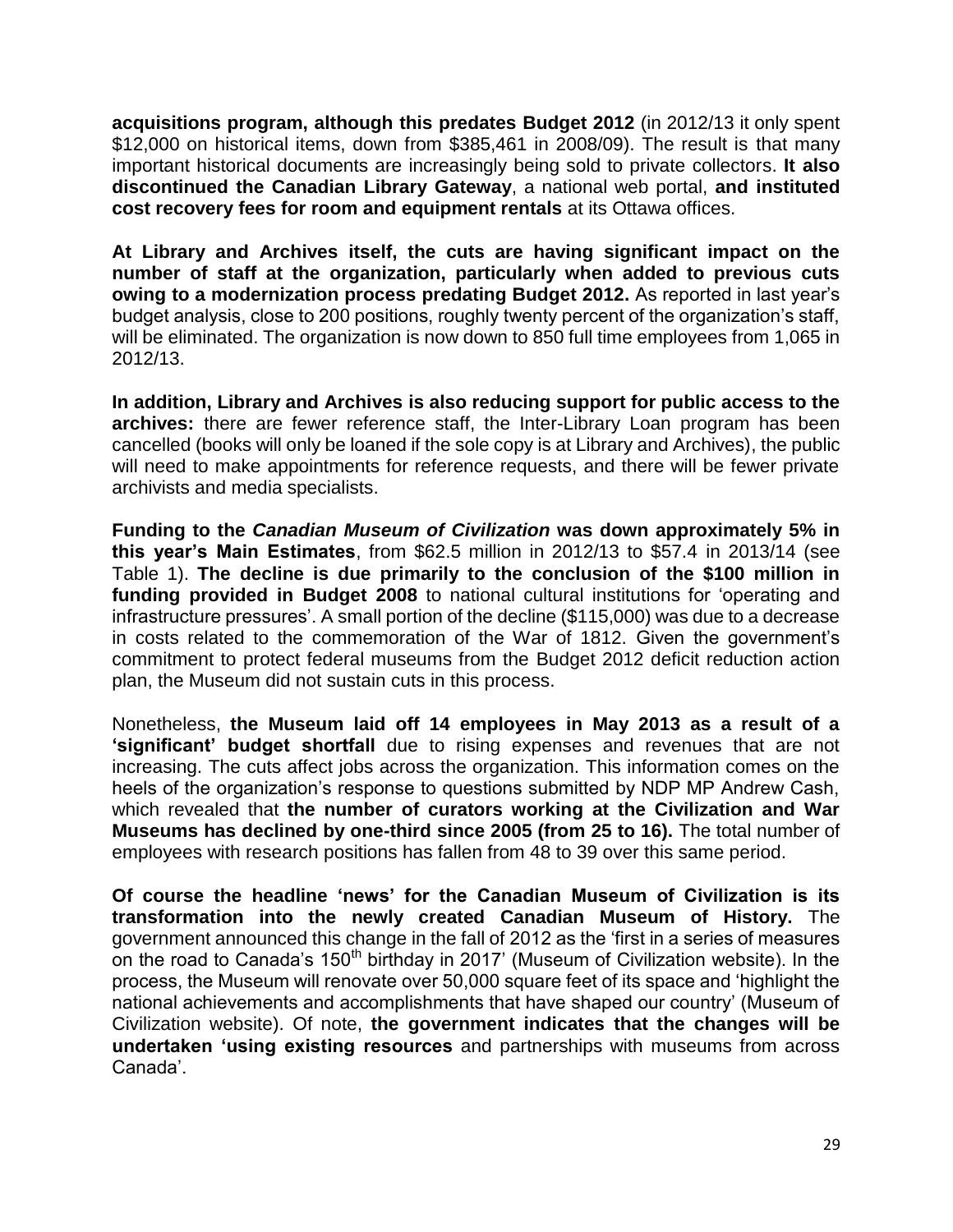**acquisitions program, although this predates Budget 2012** (in 2012/13 it only spent $12,000 on historical items, down from $385,461 in 2008/09). The result is that many important historical documents are increasingly being sold to private collectors. **It also discontinued the Canadian Library Gateway**, a national web portal, **and instituted cost recovery fees for room and equipment rentals** at its Ottawa offices.

**At Library and Archives itself, the cuts are having significant impact on the number of staff at the organization, particularly when added to previous cuts owing to a modernization process predating Budget 2012.** As reported in last year's budget analysis, close to 200 positions, roughly twenty percent of the organization's staff, will be eliminated. The organization is now down to 850 full time employees from 1,065 in 2012/13.

**In addition, Library and Archives is also reducing support for public access to the archives:** there are fewer reference staff, the Inter-Library Loan program has been cancelled (books will only be loaned if the sole copy is at Library and Archives), the public will need to make appointments for reference requests, and there will be fewer private archivists and media specialists.

**Funding to the *Canadian Museum of Civilization* was down approximately 5% in this year's Main Estimates**, from $62.5 million in 2012/13 to $57.4 in 2013/14 (see Table 1). **The decline is due primarily to the conclusion of the $100 million in funding provided in Budget 2008** to national cultural institutions for 'operating and infrastructure pressures'. A small portion of the decline ($115,000) was due to a decrease in costs related to the commemoration of the War of 1812. Given the government's commitment to protect federal museums from the Budget 2012 deficit reduction action plan, the Museum did not sustain cuts in this process.

Nonetheless, **the Museum laid off 14 employees in May 2013 as a result of a 'significant' budget shortfall** due to rising expenses and revenues that are not increasing. The cuts affect jobs across the organization. This information comes on the heels of the organization's response to questions submitted by NDP MP Andrew Cash, which revealed that **the number of curators working at the Civilization and War Museums has declined by one-third since 2005 (from 25 to 16).** The total number of employees with research positions has fallen from 48 to 39 over this same period.

**Of course the headline 'news' for the Canadian Museum of Civilization is its transformation into the newly created Canadian Museum of History.** The government announced this change in the fall of 2012 as the 'first in a series of measures on the road to Canada's 150th birthday in 2017' (Museum of Civilization website). In the process, the Museum will renovate over 50,000 square feet of its space and 'highlight the national achievements and accomplishments that have shaped our country' (Museum of Civilization website). Of note, **the government indicates that the changes will be undertaken 'using existing resources** and partnerships with museums from across Canada'.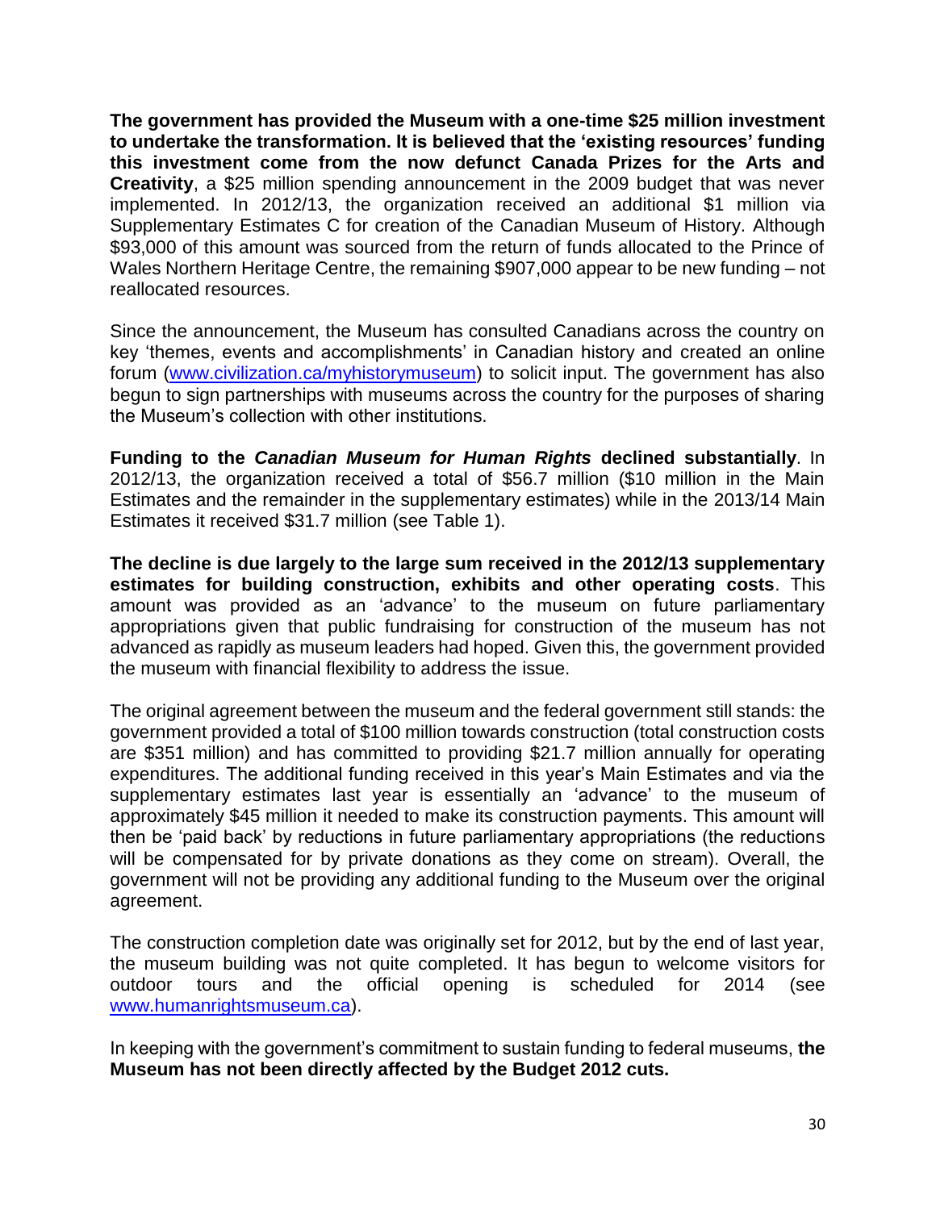**The government has provided the Museum with a one-time $25 million investment to undertake the transformation. It is believed that the 'existing resources' funding this investment come from the now defunct Canada Prizes for the Arts and Creativity**, a $25 million spending announcement in the 2009 budget that was never implemented. In 2012/13, the organization received an additional $1 million via Supplementary Estimates C for creation of the Canadian Museum of History. Although $93,000 of this amount was sourced from the return of funds allocated to the Prince of Wales Northern Heritage Centre, the remaining $907,000 appear to be new funding – not reallocated resources.

Since the announcement, the Museum has consulted Canadians across the country on key 'themes, events and accomplishments' in Canadian history and created an online forum (www.civilization.ca/myhistorymuseum) to solicit input. The government has also begun to sign partnerships with museums across the country for the purposes of sharing the Museum's collection with other institutions.

**Funding to the *Canadian Museum for Human Rights* declined substantially**. In 2012/13, the organization received a total of $56.7 million ($10 million in the Main Estimates and the remainder in the supplementary estimates) while in the 2013/14 Main Estimates it received $31.7 million (see Table 1).

**The decline is due largely to the large sum received in the 2012/13 supplementary estimates for building construction, exhibits and other operating costs**. This amount was provided as an 'advance' to the museum on future parliamentary appropriations given that public fundraising for construction of the museum has not advanced as rapidly as museum leaders had hoped. Given this, the government provided the museum with financial flexibility to address the issue.

The original agreement between the museum and the federal government still stands: the government provided a total of $100 million towards construction (total construction costs are $351 million) and has committed to providing $21.7 million annually for operating expenditures. The additional funding received in this year's Main Estimates and via the supplementary estimates last year is essentially an 'advance' to the museum of approximately $45 million it needed to make its construction payments. This amount will then be 'paid back' by reductions in future parliamentary appropriations (the reductions will be compensated for by private donations as they come on stream). Overall, the government will not be providing any additional funding to the Museum over the original agreement.

The construction completion date was originally set for 2012, but by the end of last year, the museum building was not quite completed. It has begun to welcome visitors for outdoor tours and the official opening is scheduled for 2014 (see www.humanrightsmuseum.ca).

In keeping with the government's commitment to sustain funding to federal museums, **the Museum has not been directly affected by the Budget 2012 cuts.**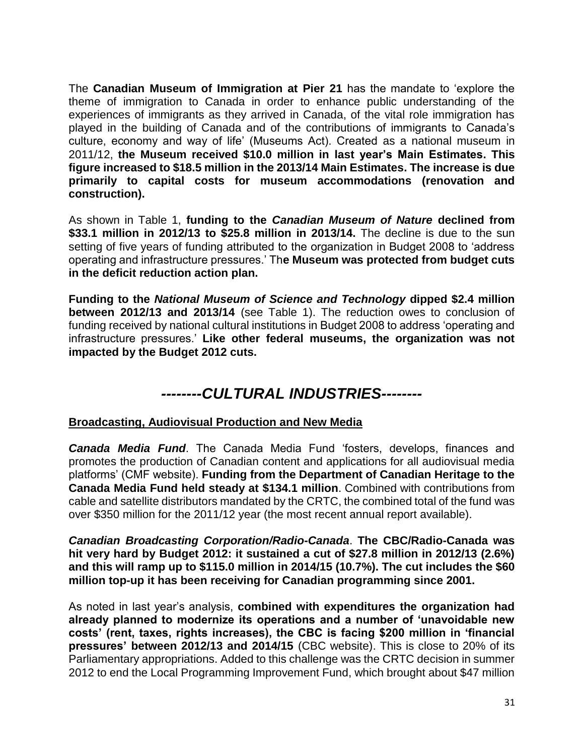The **Canadian Museum of Immigration at Pier 21** has the mandate to 'explore the theme of immigration to Canada in order to enhance public understanding of the experiences of immigrants as they arrived in Canada, of the vital role immigration has played in the building of Canada and of the contributions of immigrants to Canada's culture, economy and way of life' (Museums Act). Created as a national museum in 2011/12, **the Museum received $10.0 million in last year's Main Estimates. This figure increased to $18.5 million in the 2013/14 Main Estimates. The increase is due primarily to capital costs for museum accommodations (renovation and construction).**

As shown in Table 1, **funding to the *Canadian Museum of Nature* declined from $33.1 million in 2012/13 to $25.8 million in 2013/14.** The decline is due to the sun setting of five years of funding attributed to the organization in Budget 2008 to 'address operating and infrastructure pressures.' Th**e Museum was protected from budget cuts in the deficit reduction action plan.**

**Funding to the *National Museum of Science and Technology* dipped $2.4 million between 2012/13 and 2013/14** (see Table 1). The reduction owes to conclusion of funding received by national cultural institutions in Budget 2008 to address 'operating and infrastructure pressures.' **Like other federal museums, the organization was not impacted by the Budget 2012 cuts.**

## *--------CULTURAL INDUSTRIES--------*

### Broadcasting, Audiovisual Production and New Media

***Canada Media Fund***. The Canada Media Fund 'fosters, develops, finances and promotes the production of Canadian content and applications for all audiovisual media platforms' (CMF website). **Funding from the Department of Canadian Heritage to the Canada Media Fund held steady at $134.1 million**. Combined with contributions from cable and satellite distributors mandated by the CRTC, the combined total of the fund was over $350 million for the 2011/12 year (the most recent annual report available).

***Canadian Broadcasting Corporation/Radio-Canada***. **The CBC/Radio-Canada was hit very hard by Budget 2012: it sustained a cut of $27.8 million in 2012/13 (2.6%) and this will ramp up to $115.0 million in 2014/15 (10.7%). The cut includes the $60 million top-up it has been receiving for Canadian programming since 2001.**

As noted in last year's analysis, **combined with expenditures the organization had already planned to modernize its operations and a number of 'unavoidable new costs' (rent, taxes, rights increases), the CBC is facing $200 million in 'financial pressures' between 2012/13 and 2014/15** (CBC website). This is close to 20% of its Parliamentary appropriations. Added to this challenge was the CRTC decision in summer 2012 to end the Local Programming Improvement Fund, which brought about $47 million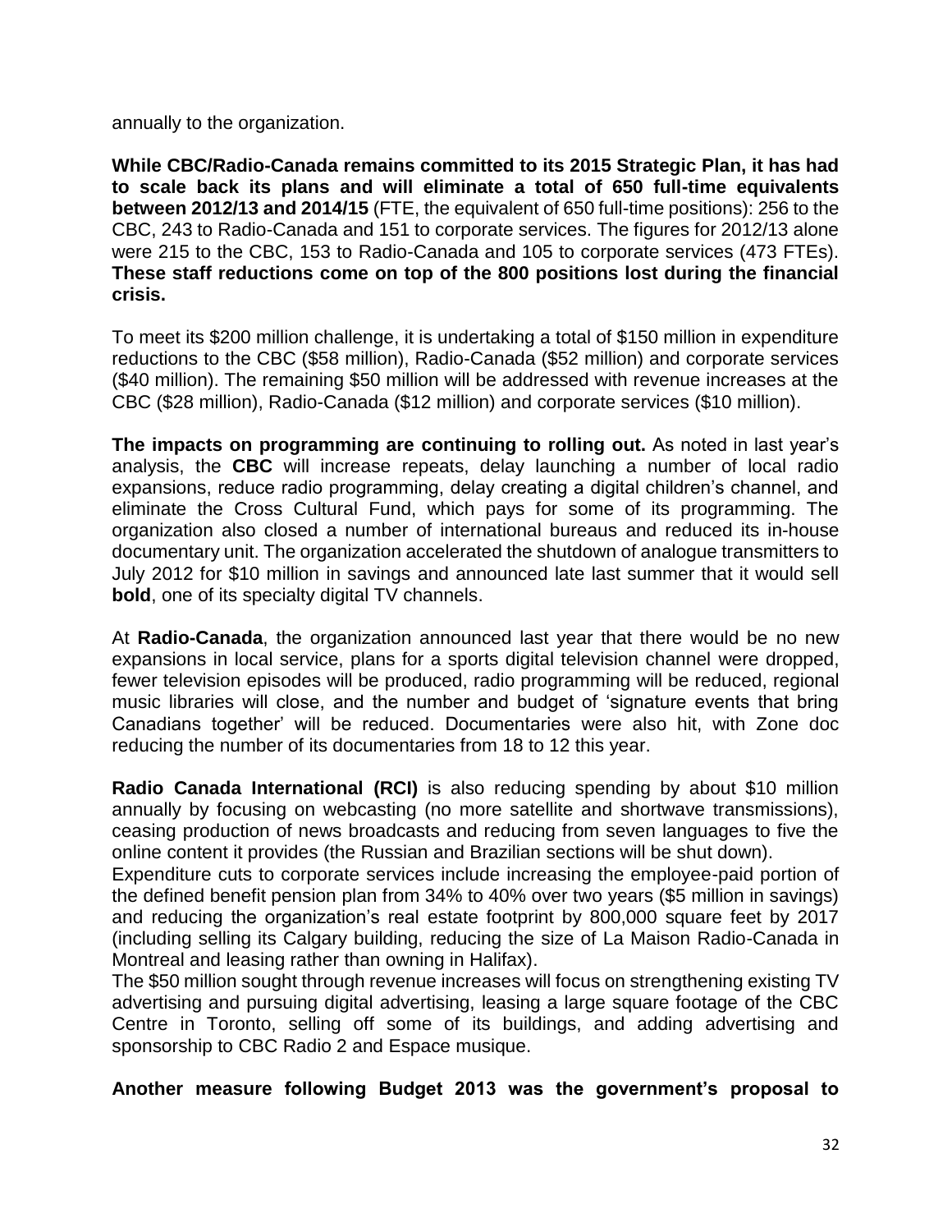annually to the organization.

**While CBC/Radio-Canada remains committed to its 2015 Strategic Plan, it has had to scale back its plans and will eliminate a total of 650 full-time equivalents between 2012/13 and 2014/15** (FTE, the equivalent of 650 full-time positions): 256 to the CBC, 243 to Radio-Canada and 151 to corporate services. The figures for 2012/13 alone were 215 to the CBC, 153 to Radio-Canada and 105 to corporate services (473 FTEs). **These staff reductions come on top of the 800 positions lost during the financial crisis.**

To meet its $200 million challenge, it is undertaking a total of $150 million in expenditure reductions to the CBC ($58 million), Radio-Canada ($52 million) and corporate services ($40 million). The remaining $50 million will be addressed with revenue increases at the CBC ($28 million), Radio-Canada ($12 million) and corporate services ($10 million).

**The impacts on programming are continuing to rolling out.** As noted in last year's analysis, the **CBC** will increase repeats, delay launching a number of local radio expansions, reduce radio programming, delay creating a digital children's channel, and eliminate the Cross Cultural Fund, which pays for some of its programming. The organization also closed a number of international bureaus and reduced its in-house documentary unit. The organization accelerated the shutdown of analogue transmitters to July 2012 for $10 million in savings and announced late last summer that it would sell **bold**, one of its specialty digital TV channels.

At **Radio-Canada**, the organization announced last year that there would be no new expansions in local service, plans for a sports digital television channel were dropped, fewer television episodes will be produced, radio programming will be reduced, regional music libraries will close, and the number and budget of 'signature events that bring Canadians together' will be reduced. Documentaries were also hit, with Zone doc reducing the number of its documentaries from 18 to 12 this year.

**Radio Canada International (RCI)** is also reducing spending by about $10 million annually by focusing on webcasting (no more satellite and shortwave transmissions), ceasing production of news broadcasts and reducing from seven languages to five the online content it provides (the Russian and Brazilian sections will be shut down).
Expenditure cuts to corporate services include increasing the employee-paid portion of the defined benefit pension plan from 34% to 40% over two years ($5 million in savings) and reducing the organization's real estate footprint by 800,000 square feet by 2017 (including selling its Calgary building, reducing the size of La Maison Radio-Canada in Montreal and leasing rather than owning in Halifax).
The $50 million sought through revenue increases will focus on strengthening existing TV advertising and pursuing digital advertising, leasing a large square footage of the CBC Centre in Toronto, selling off some of its buildings, and adding advertising and sponsorship to CBC Radio 2 and Espace musique.

**Another measure following Budget 2013 was the government's proposal to**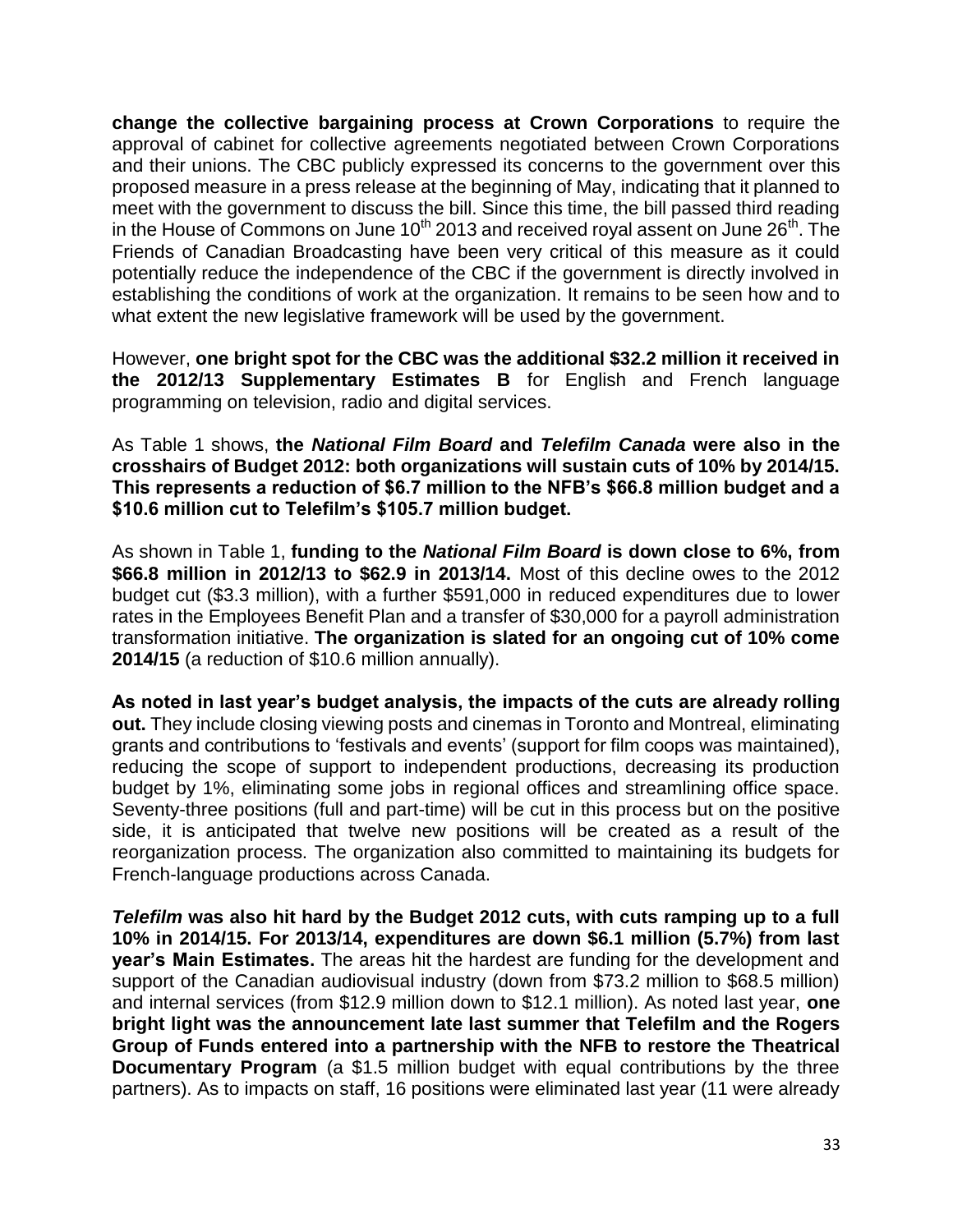**change the collective bargaining process at Crown Corporations** to require the approval of cabinet for collective agreements negotiated between Crown Corporations and their unions. The CBC publicly expressed its concerns to the government over this proposed measure in a press release at the beginning of May, indicating that it planned to meet with the government to discuss the bill. Since this time, the bill passed third reading in the House of Commons on June 10th 2013 and received royal assent on June 26th. The Friends of Canadian Broadcasting have been very critical of this measure as it could potentially reduce the independence of the CBC if the government is directly involved in establishing the conditions of work at the organization. It remains to be seen how and to what extent the new legislative framework will be used by the government.

However, **one bright spot for the CBC was the additional $32.2 million it received in the 2012/13 Supplementary Estimates B** for English and French language programming on television, radio and digital services.

As Table 1 shows, **the *National Film Board* and *Telefilm Canada* were also in the crosshairs of Budget 2012: both organizations will sustain cuts of 10% by 2014/15. This represents a reduction of $6.7 million to the NFB's $66.8 million budget and a $10.6 million cut to Telefilm's $105.7 million budget.**

As shown in Table 1, **funding to the *National Film Board* is down close to 6%, from $66.8 million in 2012/13 to $62.9 in 2013/14.** Most of this decline owes to the 2012 budget cut ($3.3 million), with a further $591,000 in reduced expenditures due to lower rates in the Employees Benefit Plan and a transfer of $30,000 for a payroll administration transformation initiative. **The organization is slated for an ongoing cut of 10% come 2014/15** (a reduction of $10.6 million annually).

**As noted in last year's budget analysis, the impacts of the cuts are already rolling out.** They include closing viewing posts and cinemas in Toronto and Montreal, eliminating grants and contributions to 'festivals and events' (support for film coops was maintained), reducing the scope of support to independent productions, decreasing its production budget by 1%, eliminating some jobs in regional offices and streamlining office space. Seventy-three positions (full and part-time) will be cut in this process but on the positive side, it is anticipated that twelve new positions will be created as a result of the reorganization process. The organization also committed to maintaining its budgets for French-language productions across Canada.

***Telefilm* was also hit hard by the Budget 2012 cuts, with cuts ramping up to a full 10% in 2014/15. For 2013/14, expenditures are down $6.1 million (5.7%) from last year's Main Estimates.** The areas hit the hardest are funding for the development and support of the Canadian audiovisual industry (down from $73.2 million to $68.5 million) and internal services (from $12.9 million down to $12.1 million). As noted last year, **one bright light was the announcement late last summer that Telefilm and the Rogers Group of Funds entered into a partnership with the NFB to restore the Theatrical Documentary Program** (a $1.5 million budget with equal contributions by the three partners). As to impacts on staff, 16 positions were eliminated last year (11 were already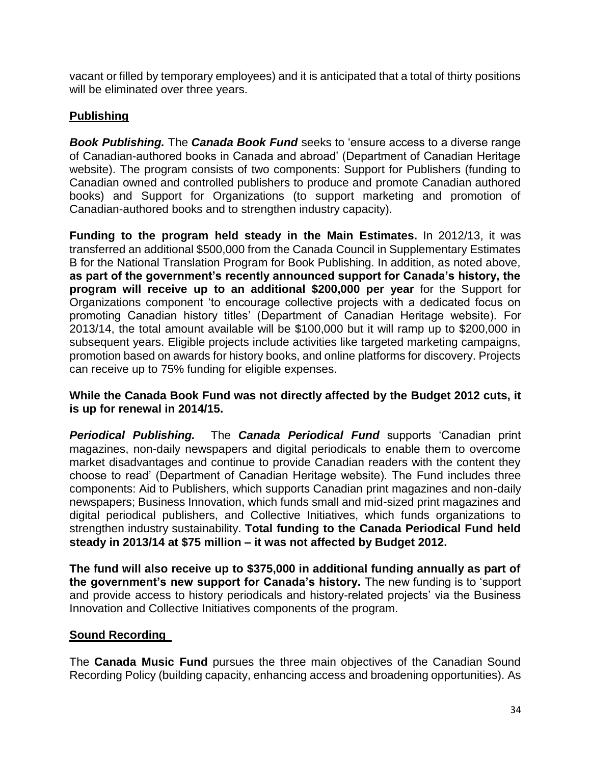vacant or filled by temporary employees) and it is anticipated that a total of thirty positions will be eliminated over three years.

## Publishing

***Book Publishing.*** The ***Canada Book Fund*** seeks to 'ensure access to a diverse range of Canadian-authored books in Canada and abroad' (Department of Canadian Heritage website). The program consists of two components: Support for Publishers (funding to Canadian owned and controlled publishers to produce and promote Canadian authored books) and Support for Organizations (to support marketing and promotion of Canadian-authored books and to strengthen industry capacity).

**Funding to the program held steady in the Main Estimates.** In 2012/13, it was transferred an additional $500,000 from the Canada Council in Supplementary Estimates B for the National Translation Program for Book Publishing. In addition, as noted above, **as part of the government's recently announced support for Canada's history, the program will receive up to an additional $200,000 per year** for the Support for Organizations component 'to encourage collective projects with a dedicated focus on promoting Canadian history titles' (Department of Canadian Heritage website). For 2013/14, the total amount available will be $100,000 but it will ramp up to $200,000 in subsequent years. Eligible projects include activities like targeted marketing campaigns, promotion based on awards for history books, and online platforms for discovery. Projects can receive up to 75% funding for eligible expenses.

**While the Canada Book Fund was not directly affected by the Budget 2012 cuts, it is up for renewal in 2014/15.**

***Periodical Publishing.*** The ***Canada Periodical Fund*** supports 'Canadian print magazines, non-daily newspapers and digital periodicals to enable them to overcome market disadvantages and continue to provide Canadian readers with the content they choose to read' (Department of Canadian Heritage website). The Fund includes three components: Aid to Publishers, which supports Canadian print magazines and non-daily newspapers; Business Innovation, which funds small and mid-sized print magazines and digital periodical publishers, and Collective Initiatives, which funds organizations to strengthen industry sustainability. **Total funding to the Canada Periodical Fund held steady in 2013/14 at $75 million – it was not affected by Budget 2012.**

**The fund will also receive up to $375,000 in additional funding annually as part of the government's new support for Canada's history.** The new funding is to 'support and provide access to history periodicals and history-related projects' via the Business Innovation and Collective Initiatives components of the program.

## Sound Recording

The **Canada Music Fund** pursues the three main objectives of the Canadian Sound Recording Policy (building capacity, enhancing access and broadening opportunities). As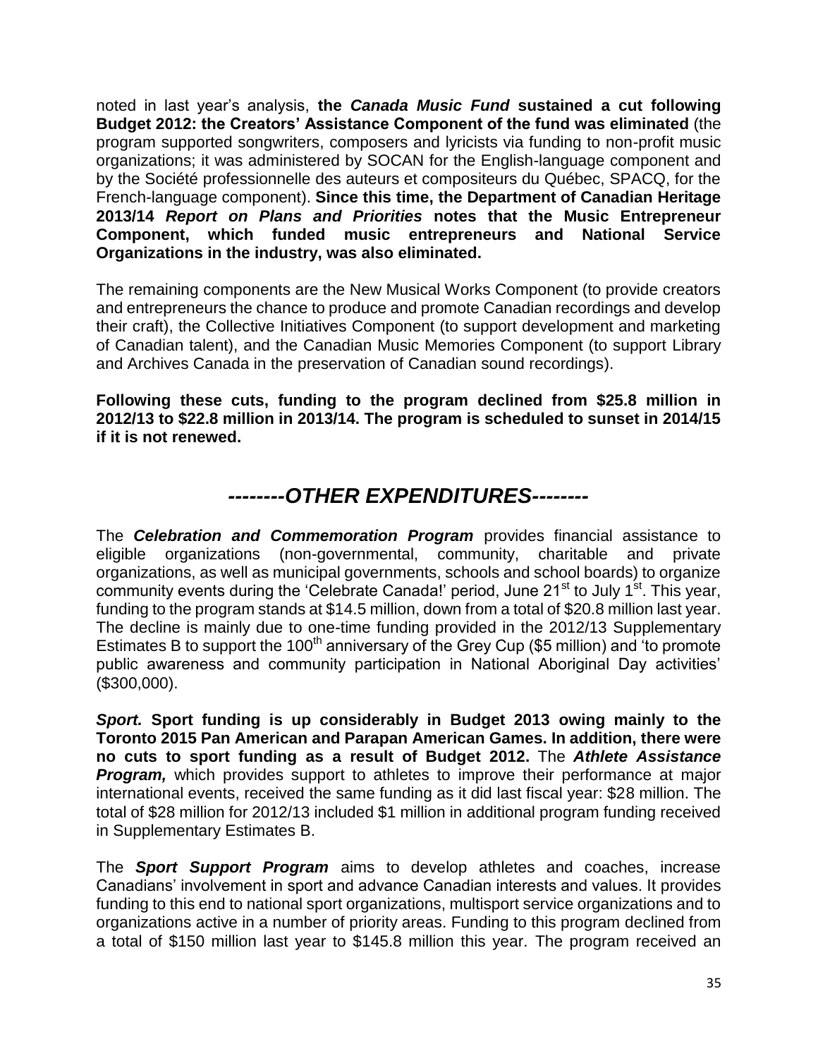noted in last year's analysis, **the *Canada Music Fund* sustained a cut following Budget 2012: the Creators' Assistance Component of the fund was eliminated** (the program supported songwriters, composers and lyricists via funding to non-profit music organizations; it was administered by SOCAN for the English-language component and by the Société professionnelle des auteurs et compositeurs du Québec, SPACQ, for the French-language component). **Since this time, the Department of Canadian Heritage 2013/14 *Report on Plans and Priorities* notes that the Music Entrepreneur Component, which funded music entrepreneurs and National Service Organizations in the industry, was also eliminated.**

The remaining components are the New Musical Works Component (to provide creators and entrepreneurs the chance to produce and promote Canadian recordings and develop their craft), the Collective Initiatives Component (to support development and marketing of Canadian talent), and the Canadian Music Memories Component (to support Library and Archives Canada in the preservation of Canadian sound recordings).

**Following these cuts, funding to the program declined from $25.8 million in 2012/13 to $22.8 million in 2013/14. The program is scheduled to sunset in 2014/15 if it is not renewed.**

## *--------OTHER EXPENDITURES--------*

The ***Celebration and Commemoration Program*** provides financial assistance to eligible organizations (non-governmental, community, charitable and private organizations, as well as municipal governments, schools and school boards) to organize community events during the 'Celebrate Canada!' period, June 21st to July 1st. This year, funding to the program stands at $14.5 million, down from a total of $20.8 million last year. The decline is mainly due to one-time funding provided in the 2012/13 Supplementary Estimates B to support the 100th anniversary of the Grey Cup ($5 million) and 'to promote public awareness and community participation in National Aboriginal Day activities' ($300,000).

***Sport.*** **Sport funding is up considerably in Budget 2013 owing mainly to the Toronto 2015 Pan American and Parapan American Games. In addition, there were no cuts to sport funding as a result of Budget 2012.** The ***Athlete Assistance Program,*** which provides support to athletes to improve their performance at major international events, received the same funding as it did last fiscal year: $28 million. The total of $28 million for 2012/13 included $1 million in additional program funding received in Supplementary Estimates B.

The ***Sport Support Program*** aims to develop athletes and coaches, increase Canadians' involvement in sport and advance Canadian interests and values. It provides funding to this end to national sport organizations, multisport service organizations and to organizations active in a number of priority areas. Funding to this program declined from a total of $150 million last year to $145.8 million this year. The program received an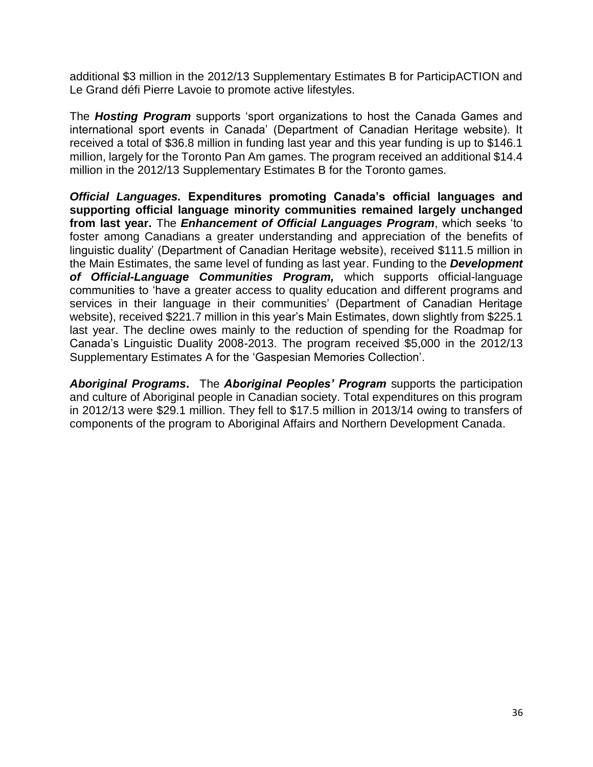additional $3 million in the 2012/13 Supplementary Estimates B for ParticipACTION and Le Grand défi Pierre Lavoie to promote active lifestyles.

The ***Hosting Program*** supports 'sport organizations to host the Canada Games and international sport events in Canada' (Department of Canadian Heritage website). It received a total of $36.8 million in funding last year and this year funding is up to $146.1 million, largely for the Toronto Pan Am games. The program received an additional $14.4 million in the 2012/13 Supplementary Estimates B for the Toronto games.

***Official Languages.*** **Expenditures promoting Canada's official languages and supporting official language minority communities remained largely unchanged from last year.** The ***Enhancement of Official Languages Program***, which seeks 'to foster among Canadians a greater understanding and appreciation of the benefits of linguistic duality' (Department of Canadian Heritage website), received $111.5 million in the Main Estimates, the same level of funding as last year. Funding to the ***Development of Official-Language Communities Program,*** which supports official-language communities to 'have a greater access to quality education and different programs and services in their language in their communities' (Department of Canadian Heritage website), received $221.7 million in this year's Main Estimates, down slightly from $225.1 last year. The decline owes mainly to the reduction of spending for the Roadmap for Canada's Linguistic Duality 2008-2013. The program received $5,000 in the 2012/13 Supplementary Estimates A for the 'Gaspesian Memories Collection'.

***Aboriginal Programs*****.** The ***Aboriginal Peoples' Program*** supports the participation and culture of Aboriginal people in Canadian society. Total expenditures on this program in 2012/13 were $29.1 million. They fell to $17.5 million in 2013/14 owing to transfers of components of the program to Aboriginal Affairs and Northern Development Canada.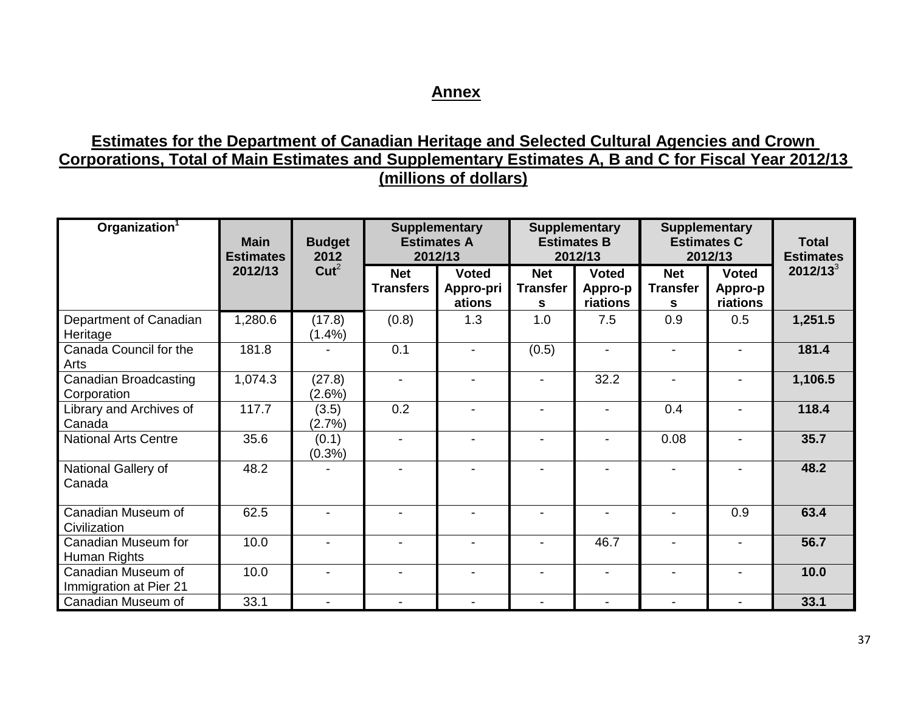## Annex

## Estimates for the Department of Canadian Heritage and Selected Cultural Agencies and Crown Corporations, Total of Main Estimates and Supplementary Estimates A, B and C for Fiscal Year 2012/13 (millions of dollars)

| Organization[1] | Main Estimates 2012/13 | Budget 2012 Cut[2] | Supplementary Estimates A 2012/13 | | Supplementary Estimates B 2012/13 | | Supplementary Estimates C 2012/13 | | Total Estimates 2012/13[3] |
|---|---|---|---|---|---|---|---|---|---|
| | | | Net Transfers | Voted Appro-priations | Net Transfers | Voted Appro-priations | Net Transfers | Voted Appro-priations | |
| Department of Canadian Heritage | 1,280.6 | (17.8) (1.4%) | (0.8) | 1.3 | 1.0 | 7.5 | 0.9 | 0.5 | **1,251.5** |
| Canada Council for the Arts | 181.8 | - | 0.1 | - | (0.5) | - | - | - | **181.4** |
| Canadian Broadcasting Corporation | 1,074.3 | (27.8) (2.6%) | - | - | - | 32.2 | - | - | **1,106.5** |
| Library and Archives of Canada | 117.7 | (3.5) (2.7%) | 0.2 | - | - | - | 0.4 | - | **118.4** |
| National Arts Centre | 35.6 | (0.1) (0.3%) | - | - | - | - | 0.08 | - | **35.7** |
| National Gallery of Canada | 48.2 | - | - | - | - | - | - | - | **48.2** |
| Canadian Museum of Civilization | 62.5 | - | - | - | - | - | - | 0.9 | **63.4** |
| Canadian Museum for Human Rights | 10.0 | - | - | - | - | 46.7 | - | - | **56.7** |
| Canadian Museum of Immigration at Pier 21 | 10.0 | - | - | - | - | - | - | - | **10.0** |
| Canadian Museum of | 33.1 | - | - | - | - | - | - | - | **33.1** |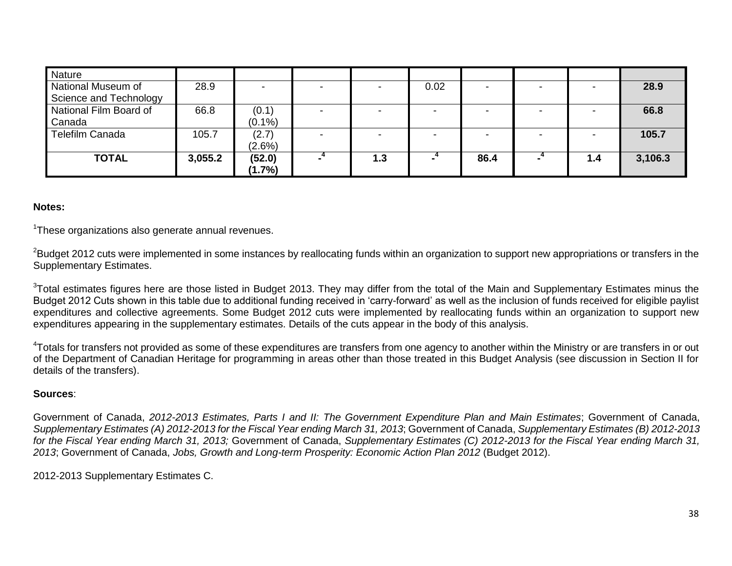| | | | | | | | | | |
|---|---|---|---|---|---|---|---|---|---|
| Nature | | | | | | | | | |
| National Museum of Science and Technology | 28.9 | - | - | - | 0.02 | - | - | - | **28.9** |
| National Film Board of Canada | 66.8 | (0.1) (0.1%) | - | - | - | - | - | - | **66.8** |
| Telefilm Canada | 105.7 | (2.7) (2.6%) | - | - | - | - | - | - | **105.7** |
| **TOTAL** | **3,055.2** | **(52.0) (1.7%)** | **-[4]** | **1.3** | **-[4]** | **86.4** | **-[4]** | **1.4** | **3,106.3** |

**Notes:**

[1]These organizations also generate annual revenues.

[2]Budget 2012 cuts were implemented in some instances by reallocating funds within an organization to support new appropriations or transfers in the Supplementary Estimates.

[3]Total estimates figures here are those listed in Budget 2013. They may differ from the total of the Main and Supplementary Estimates minus the Budget 2012 Cuts shown in this table due to additional funding received in 'carry-forward' as well as the inclusion of funds received for eligible paylist expenditures and collective agreements. Some Budget 2012 cuts were implemented by reallocating funds within an organization to support new expenditures appearing in the supplementary estimates. Details of the cuts appear in the body of this analysis.

[4]Totals for transfers not provided as some of these expenditures are transfers from one agency to another within the Ministry or are transfers in or out of the Department of Canadian Heritage for programming in areas other than those treated in this Budget Analysis (see discussion in Section II for details of the transfers).

**Sources**:

Government of Canada, *2012-2013 Estimates, Parts I and II: The Government Expenditure Plan and Main Estimates*; Government of Canada, *Supplementary Estimates (A) 2012-2013 for the Fiscal Year ending March 31, 2013*; Government of Canada, *Supplementary Estimates (B) 2012-2013 for the Fiscal Year ending March 31, 2013;* Government of Canada, *Supplementary Estimates (C) 2012-2013 for the Fiscal Year ending March 31, 2013*; Government of Canada, *Jobs, Growth and Long-term Prosperity: Economic Action Plan 2012* (Budget 2012).

2012-2013 Supplementary Estimates C.